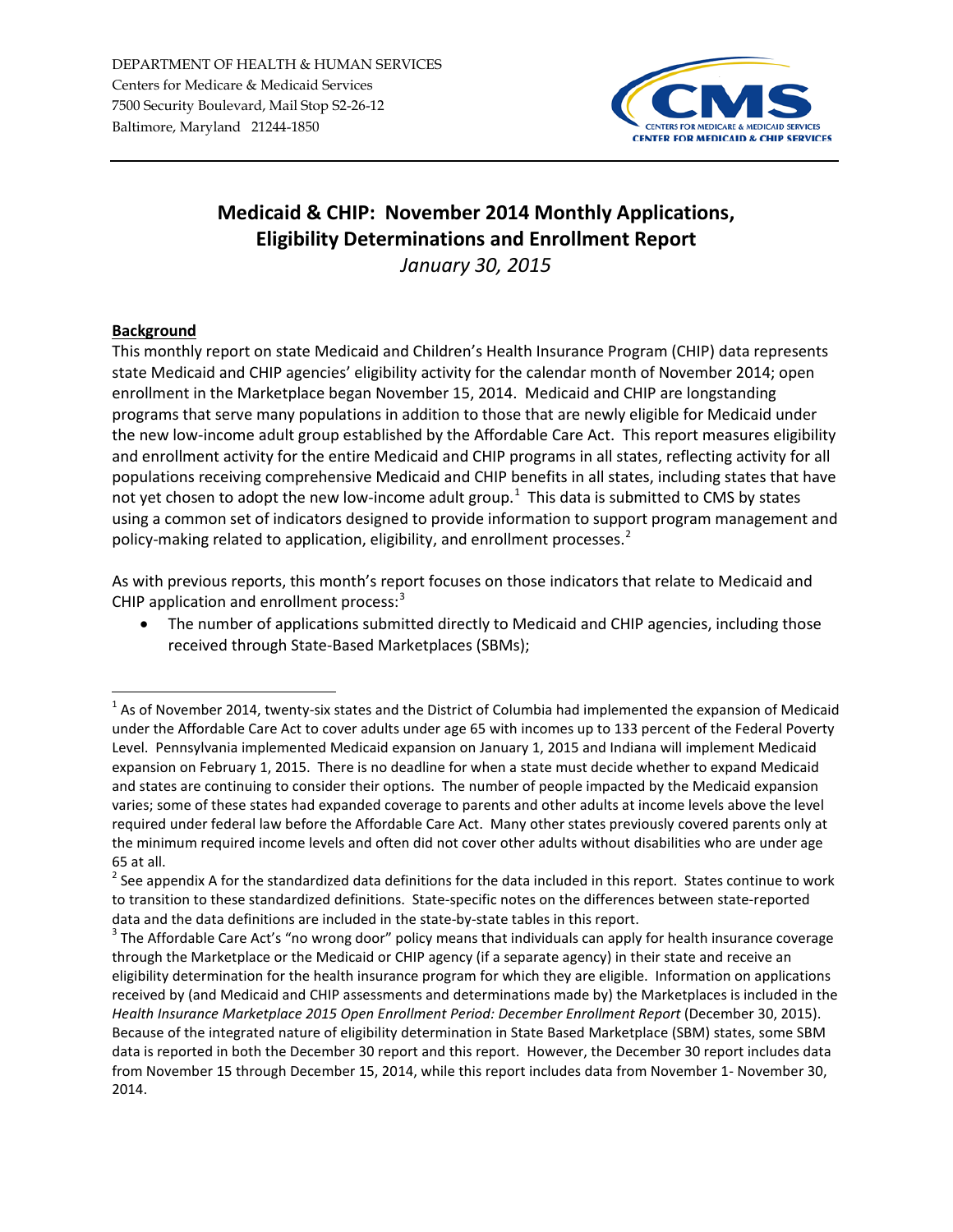DEPARTMENT OF HEALTH & HUMAN SERVICES
Centers for Medicare & Medicaid Services
7500 Security Boulevard, Mail Stop S2-26-12
Baltimore, Maryland 21244-1850

CMS
CENTERS FOR MEDICARE & MEDICAID SERVICES
CENTER FOR MEDICAID & CHIP SERVICES

# Medicaid & CHIP: November 2014 Monthly Applications, Eligibility Determinations and Enrollment Report

*January 30, 2015*

## Background

This monthly report on state Medicaid and Children's Health Insurance Program (CHIP) data represents state Medicaid and CHIP agencies' eligibility activity for the calendar month of November 2014; open enrollment in the Marketplace began November 15, 2014. Medicaid and CHIP are longstanding programs that serve many populations in addition to those that are newly eligible for Medicaid under the new low-income adult group established by the Affordable Care Act. This report measures eligibility and enrollment activity for the entire Medicaid and CHIP programs in all states, reflecting activity for all populations receiving comprehensive Medicaid and CHIP benefits in all states, including states that have not yet chosen to adopt the new low-income adult group.[1] This data is submitted to CMS by states using a common set of indicators designed to provide information to support program management and policy-making related to application, eligibility, and enrollment processes.[2]

As with previous reports, this month's report focuses on those indicators that relate to Medicaid and CHIP application and enrollment process:[3]

- The number of applications submitted directly to Medicaid and CHIP agencies, including those received through State-Based Marketplaces (SBMs);

---

[1] As of November 2014, twenty-six states and the District of Columbia had implemented the expansion of Medicaid under the Affordable Care Act to cover adults under age 65 with incomes up to 133 percent of the Federal Poverty Level. Pennsylvania implemented Medicaid expansion on January 1, 2015 and Indiana will implement Medicaid expansion on February 1, 2015. There is no deadline for when a state must decide whether to expand Medicaid and states are continuing to consider their options. The number of people impacted by the Medicaid expansion varies; some of these states had expanded coverage to parents and other adults at income levels above the level required under federal law before the Affordable Care Act. Many other states previously covered parents only at the minimum required income levels and often did not cover other adults without disabilities who are under age 65 at all.

[2] See appendix A for the standardized data definitions for the data included in this report. States continue to work to transition to these standardized definitions. State-specific notes on the differences between state-reported data and the data definitions are included in the state-by-state tables in this report.

[3] The Affordable Care Act's "no wrong door" policy means that individuals can apply for health insurance coverage through the Marketplace or the Medicaid or CHIP agency (if a separate agency) in their state and receive an eligibility determination for the health insurance program for which they are eligible. Information on applications received by (and Medicaid and CHIP assessments and determinations made by) the Marketplaces is included in the *Health Insurance Marketplace 2015 Open Enrollment Period: December Enrollment Report* (December 30, 2015). Because of the integrated nature of eligibility determination in State Based Marketplace (SBM) states, some SBM data is reported in both the December 30 report and this report. However, the December 30 report includes data from November 15 through December 15, 2014, while this report includes data from November 1- November 30, 2014.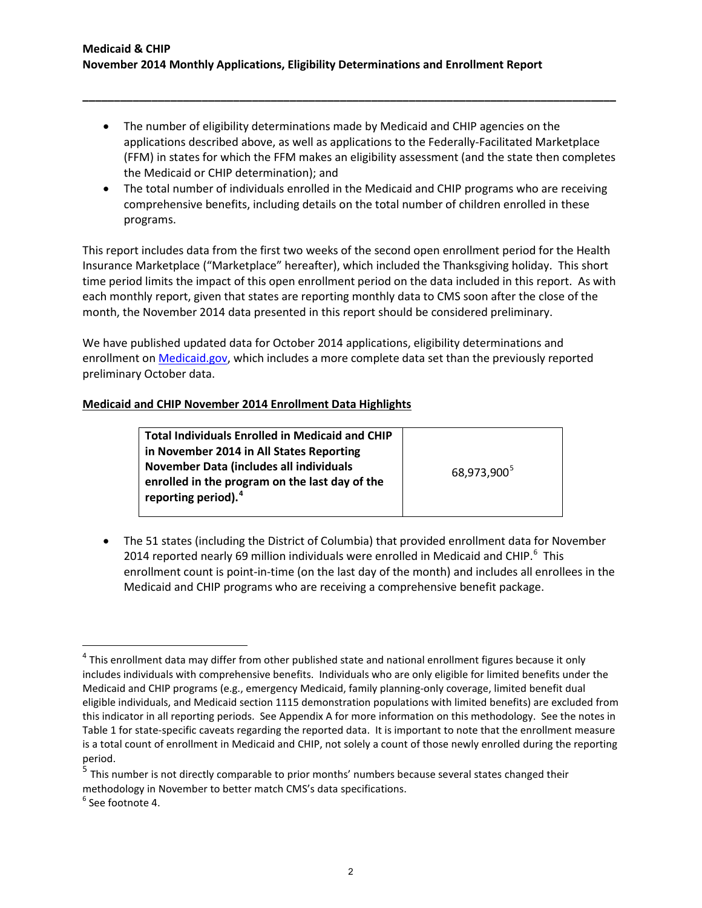- The number of eligibility determinations made by Medicaid and CHIP agencies on the applications described above, as well as applications to the Federally-Facilitated Marketplace (FFM) in states for which the FFM makes an eligibility assessment (and the state then completes the Medicaid or CHIP determination); and
- The total number of individuals enrolled in the Medicaid and CHIP programs who are receiving comprehensive benefits, including details on the total number of children enrolled in these programs.

This report includes data from the first two weeks of the second open enrollment period for the Health Insurance Marketplace ("Marketplace" hereafter), which included the Thanksgiving holiday. This short time period limits the impact of this open enrollment period on the data included in this report. As with each monthly report, given that states are reporting monthly data to CMS soon after the close of the month, the November 2014 data presented in this report should be considered preliminary.

We have published updated data for October 2014 applications, eligibility determinations and enrollment on Medicaid.gov, which includes a more complete data set than the previously reported preliminary October data.

**Medicaid and CHIP November 2014 Enrollment Data Highlights**

| | |
|---|---|
| **Total Individuals Enrolled in Medicaid and CHIP in November 2014 in All States Reporting November Data (includes all individuals enrolled in the program on the last day of the reporting period).**[4] | 68,973,900[5] |

- The 51 states (including the District of Columbia) that provided enrollment data for November 2014 reported nearly 69 million individuals were enrolled in Medicaid and CHIP.[6] This enrollment count is point-in-time (on the last day of the month) and includes all enrollees in the Medicaid and CHIP programs who are receiving a comprehensive benefit package.

---

[4] This enrollment data may differ from other published state and national enrollment figures because it only includes individuals with comprehensive benefits. Individuals who are only eligible for limited benefits under the Medicaid and CHIP programs (e.g., emergency Medicaid, family planning-only coverage, limited benefit dual eligible individuals, and Medicaid section 1115 demonstration populations with limited benefits) are excluded from this indicator in all reporting periods. See Appendix A for more information on this methodology. See the notes in Table 1 for state-specific caveats regarding the reported data. It is important to note that the enrollment measure is a total count of enrollment in Medicaid and CHIP, not solely a count of those newly enrolled during the reporting period.

[5] This number is not directly comparable to prior months' numbers because several states changed their methodology in November to better match CMS's data specifications.

[6] See footnote 4.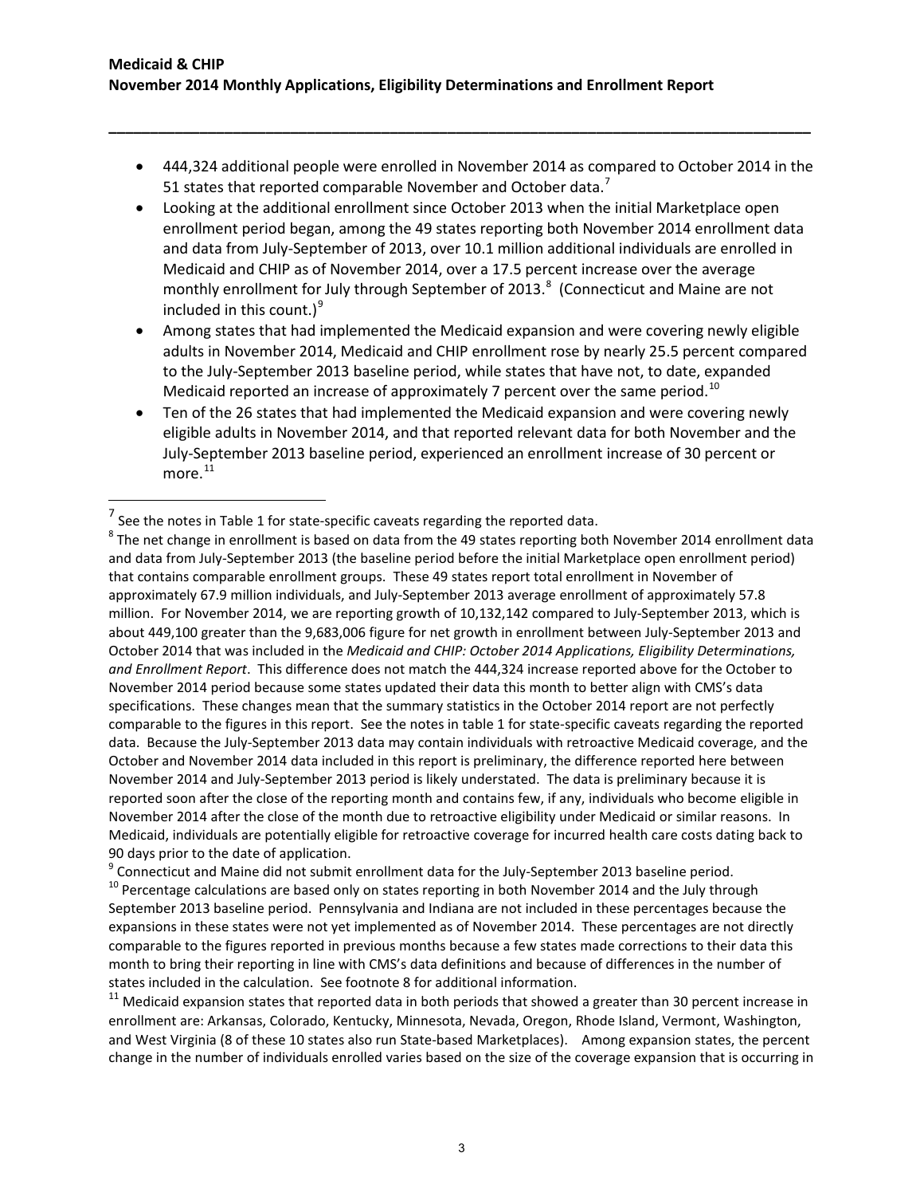- 444,324 additional people were enrolled in November 2014 as compared to October 2014 in the 51 states that reported comparable November and October data.[7]
- Looking at the additional enrollment since October 2013 when the initial Marketplace open enrollment period began, among the 49 states reporting both November 2014 enrollment data and data from July-September of 2013, over 10.1 million additional individuals are enrolled in Medicaid and CHIP as of November 2014, over a 17.5 percent increase over the average monthly enrollment for July through September of 2013.[8] (Connecticut and Maine are not included in this count.)[9]
- Among states that had implemented the Medicaid expansion and were covering newly eligible adults in November 2014, Medicaid and CHIP enrollment rose by nearly 25.5 percent compared to the July-September 2013 baseline period, while states that have not, to date, expanded Medicaid reported an increase of approximately 7 percent over the same period.[10]
- Ten of the 26 states that had implemented the Medicaid expansion and were covering newly eligible adults in November 2014, and that reported relevant data for both November and the July-September 2013 baseline period, experienced an enrollment increase of 30 percent or more.[11]

---

[7] See the notes in Table 1 for state-specific caveats regarding the reported data.

[8] The net change in enrollment is based on data from the 49 states reporting both November 2014 enrollment data and data from July-September 2013 (the baseline period before the initial Marketplace open enrollment period) that contains comparable enrollment groups. These 49 states report total enrollment in November of approximately 67.9 million individuals, and July-September 2013 average enrollment of approximately 57.8 million. For November 2014, we are reporting growth of 10,132,142 compared to July-September 2013, which is about 449,100 greater than the 9,683,006 figure for net growth in enrollment between July-September 2013 and October 2014 that was included in the *Medicaid and CHIP: October 2014 Applications, Eligibility Determinations, and Enrollment Report*. This difference does not match the 444,324 increase reported above for the October to November 2014 period because some states updated their data this month to better align with CMS's data specifications. These changes mean that the summary statistics in the October 2014 report are not perfectly comparable to the figures in this report. See the notes in table 1 for state-specific caveats regarding the reported data. Because the July-September 2013 data may contain individuals with retroactive Medicaid coverage, and the October and November 2014 data included in this report is preliminary, the difference reported here between November 2014 and July-September 2013 period is likely understated. The data is preliminary because it is reported soon after the close of the reporting month and contains few, if any, individuals who become eligible in November 2014 after the close of the month due to retroactive eligibility under Medicaid or similar reasons. In Medicaid, individuals are potentially eligible for retroactive coverage for incurred health care costs dating back to 90 days prior to the date of application.

[9] Connecticut and Maine did not submit enrollment data for the July-September 2013 baseline period.

[10] Percentage calculations are based only on states reporting in both November 2014 and the July through September 2013 baseline period. Pennsylvania and Indiana are not included in these percentages because the expansions in these states were not yet implemented as of November 2014. These percentages are not directly comparable to the figures reported in previous months because a few states made corrections to their data this month to bring their reporting in line with CMS's data definitions and because of differences in the number of states included in the calculation. See footnote 8 for additional information.

[11] Medicaid expansion states that reported data in both periods that showed a greater than 30 percent increase in enrollment are: Arkansas, Colorado, Kentucky, Minnesota, Nevada, Oregon, Rhode Island, Vermont, Washington, and West Virginia (8 of these 10 states also run State-based Marketplaces). Among expansion states, the percent change in the number of individuals enrolled varies based on the size of the coverage expansion that is occurring in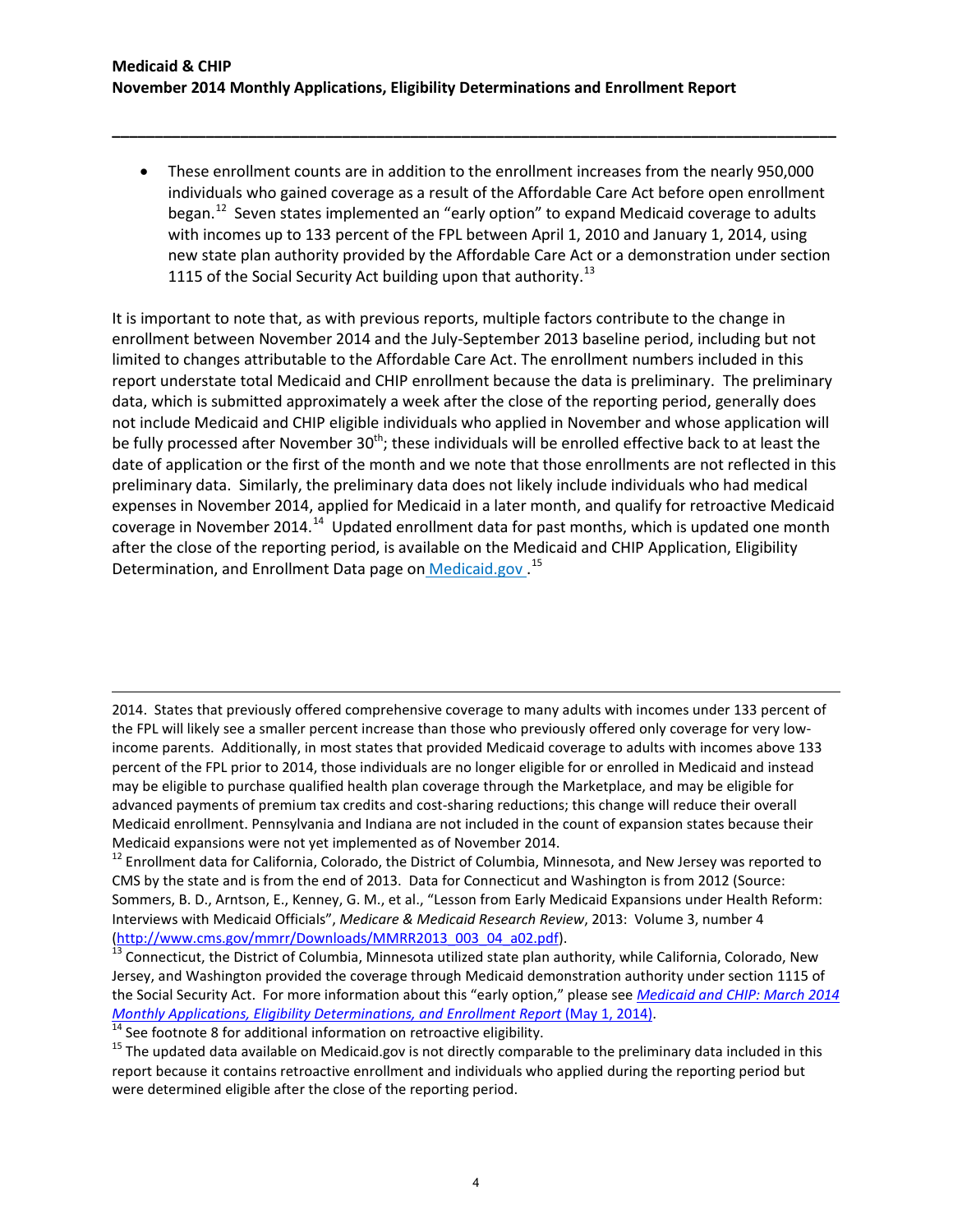- These enrollment counts are in addition to the enrollment increases from the nearly 950,000 individuals who gained coverage as a result of the Affordable Care Act before open enrollment began.[12] Seven states implemented an "early option" to expand Medicaid coverage to adults with incomes up to 133 percent of the FPL between April 1, 2010 and January 1, 2014, using new state plan authority provided by the Affordable Care Act or a demonstration under section 1115 of the Social Security Act building upon that authority.[13]

It is important to note that, as with previous reports, multiple factors contribute to the change in enrollment between November 2014 and the July-September 2013 baseline period, including but not limited to changes attributable to the Affordable Care Act. The enrollment numbers included in this report understate total Medicaid and CHIP enrollment because the data is preliminary. The preliminary data, which is submitted approximately a week after the close of the reporting period, generally does not include Medicaid and CHIP eligible individuals who applied in November and whose application will be fully processed after November 30th; these individuals will be enrolled effective back to at least the date of application or the first of the month and we note that those enrollments are not reflected in this preliminary data. Similarly, the preliminary data does not likely include individuals who had medical expenses in November 2014, applied for Medicaid in a later month, and qualify for retroactive Medicaid coverage in November 2014.[14] Updated enrollment data for past months, which is updated one month after the close of the reporting period, is available on the Medicaid and CHIP Application, Eligibility Determination, and Enrollment Data page on Medicaid.gov.[15]

---

2014. States that previously offered comprehensive coverage to many adults with incomes under 133 percent of the FPL will likely see a smaller percent increase than those who previously offered only coverage for very low-income parents. Additionally, in most states that provided Medicaid coverage to adults with incomes above 133 percent of the FPL prior to 2014, those individuals are no longer eligible for or enrolled in Medicaid and instead may be eligible to purchase qualified health plan coverage through the Marketplace, and may be eligible for advanced payments of premium tax credits and cost-sharing reductions; this change will reduce their overall Medicaid enrollment. Pennsylvania and Indiana are not included in the count of expansion states because their Medicaid expansions were not yet implemented as of November 2014.

[12] Enrollment data for California, Colorado, the District of Columbia, Minnesota, and New Jersey was reported to CMS by the state and is from the end of 2013. Data for Connecticut and Washington is from 2012 (Source: Sommers, B. D., Arntson, E., Kenney, G. M., et al., "Lesson from Early Medicaid Expansions under Health Reform: Interviews with Medicaid Officials", *Medicare & Medicaid Research Review*, 2013: Volume 3, number 4 (http://www.cms.gov/mmrr/Downloads/MMRR2013_003_04_a02.pdf).

[13] Connecticut, the District of Columbia, Minnesota utilized state plan authority, while California, Colorado, New Jersey, and Washington provided the coverage through Medicaid demonstration authority under section 1115 of the Social Security Act. For more information about this "early option," please see *Medicaid and CHIP: March 2014 Monthly Applications, Eligibility Determinations, and Enrollment Report* (May 1, 2014).

[14] See footnote 8 for additional information on retroactive eligibility.

[15] The updated data available on Medicaid.gov is not directly comparable to the preliminary data included in this report because it contains retroactive enrollment and individuals who applied during the reporting period but were determined eligible after the close of the reporting period.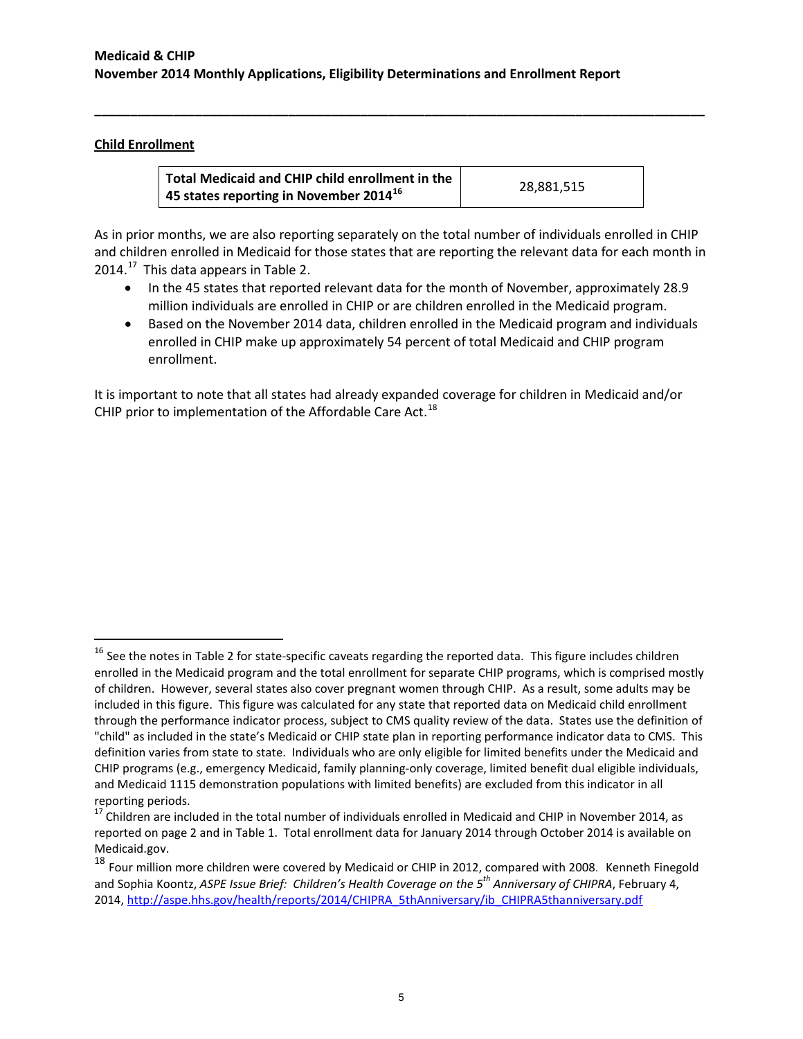## Child Enrollment

| Total Medicaid and CHIP child enrollment in the 45 states reporting in November 2014[16] | 28,881,515 |
|---|---|

As in prior months, we are also reporting separately on the total number of individuals enrolled in CHIP and children enrolled in Medicaid for those states that are reporting the relevant data for each month in 2014.[17] This data appears in Table 2.

- In the 45 states that reported relevant data for the month of November, approximately 28.9 million individuals are enrolled in CHIP or are children enrolled in the Medicaid program.
- Based on the November 2014 data, children enrolled in the Medicaid program and individuals enrolled in CHIP make up approximately 54 percent of total Medicaid and CHIP program enrollment.

It is important to note that all states had already expanded coverage for children in Medicaid and/or CHIP prior to implementation of the Affordable Care Act.[18]

---

[16] See the notes in Table 2 for state-specific caveats regarding the reported data. This figure includes children enrolled in the Medicaid program and the total enrollment for separate CHIP programs, which is comprised mostly of children. However, several states also cover pregnant women through CHIP. As a result, some adults may be included in this figure. This figure was calculated for any state that reported data on Medicaid child enrollment through the performance indicator process, subject to CMS quality review of the data. States use the definition of "child" as included in the state's Medicaid or CHIP state plan in reporting performance indicator data to CMS. This definition varies from state to state. Individuals who are only eligible for limited benefits under the Medicaid and CHIP programs (e.g., emergency Medicaid, family planning-only coverage, limited benefit dual eligible individuals, and Medicaid 1115 demonstration populations with limited benefits) are excluded from this indicator in all reporting periods.

[17] Children are included in the total number of individuals enrolled in Medicaid and CHIP in November 2014, as reported on page 2 and in Table 1. Total enrollment data for January 2014 through October 2014 is available on Medicaid.gov.

[18] Four million more children were covered by Medicaid or CHIP in 2012, compared with 2008. Kenneth Finegold and Sophia Koontz, *ASPE Issue Brief: Children's Health Coverage on the 5th Anniversary of CHIPRA*, February 4, 2014, http://aspe.hhs.gov/health/reports/2014/CHIPRA_5thAnniversary/ib_CHIPRA5thanniversary.pdf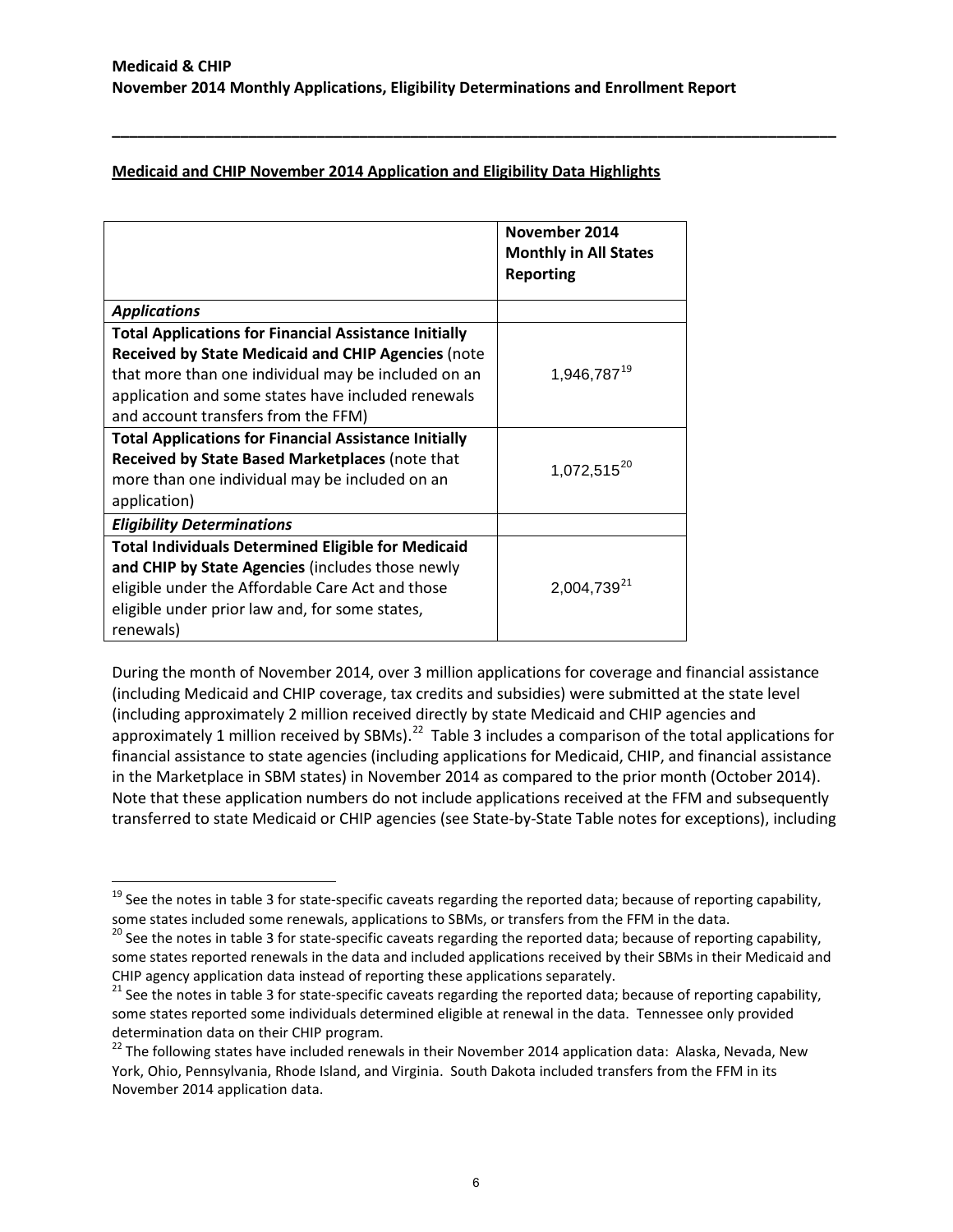**Medicaid and CHIP November 2014 Application and Eligibility Data Highlights**

| | November 2014 Monthly in All States Reporting |
|---|---|
| ***Applications*** | |
| **Total Applications for Financial Assistance Initially Received by State Medicaid and CHIP Agencies** (note that more than one individual may be included on an application and some states have included renewals and account transfers from the FFM) | 1,946,787[19] |
| **Total Applications for Financial Assistance Initially Received by State Based Marketplaces** (note that more than one individual may be included on an application) | 1,072,515[20] |
| ***Eligibility Determinations*** | |
| **Total Individuals Determined Eligible for Medicaid and CHIP by State Agencies** (includes those newly eligible under the Affordable Care Act and those eligible under prior law and, for some states, renewals) | 2,004,739[21] |

During the month of November 2014, over 3 million applications for coverage and financial assistance (including Medicaid and CHIP coverage, tax credits and subsidies) were submitted at the state level (including approximately 2 million received directly by state Medicaid and CHIP agencies and approximately 1 million received by SBMs).[22] Table 3 includes a comparison of the total applications for financial assistance to state agencies (including applications for Medicaid, CHIP, and financial assistance in the Marketplace in SBM states) in November 2014 as compared to the prior month (October 2014). Note that these application numbers do not include applications received at the FFM and subsequently transferred to state Medicaid or CHIP agencies (see State-by-State Table notes for exceptions), including

[19] See the notes in table 3 for state-specific caveats regarding the reported data; because of reporting capability, some states included some renewals, applications to SBMs, or transfers from the FFM in the data.

[20] See the notes in table 3 for state-specific caveats regarding the reported data; because of reporting capability, some states reported renewals in the data and included applications received by their SBMs in their Medicaid and CHIP agency application data instead of reporting these applications separately.

[21] See the notes in table 3 for state-specific caveats regarding the reported data; because of reporting capability, some states reported some individuals determined eligible at renewal in the data. Tennessee only provided determination data on their CHIP program.

[22] The following states have included renewals in their November 2014 application data: Alaska, Nevada, New York, Ohio, Pennsylvania, Rhode Island, and Virginia. South Dakota included transfers from the FFM in its November 2014 application data.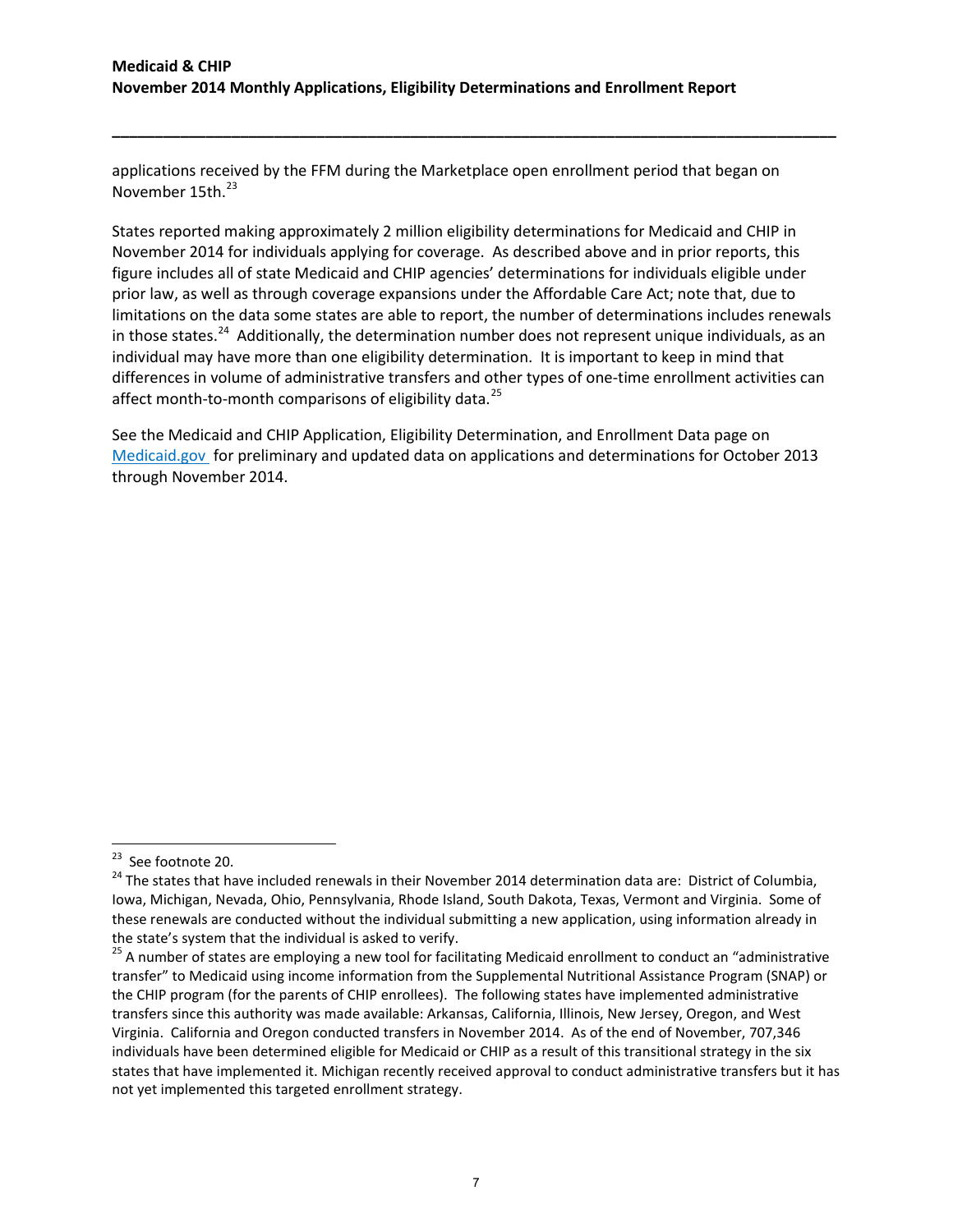applications received by the FFM during the Marketplace open enrollment period that began on November 15th.[23]

States reported making approximately 2 million eligibility determinations for Medicaid and CHIP in November 2014 for individuals applying for coverage. As described above and in prior reports, this figure includes all of state Medicaid and CHIP agencies' determinations for individuals eligible under prior law, as well as through coverage expansions under the Affordable Care Act; note that, due to limitations on the data some states are able to report, the number of determinations includes renewals in those states.[24] Additionally, the determination number does not represent unique individuals, as an individual may have more than one eligibility determination. It is important to keep in mind that differences in volume of administrative transfers and other types of one-time enrollment activities can affect month-to-month comparisons of eligibility data.[25]

See the Medicaid and CHIP Application, Eligibility Determination, and Enrollment Data page on Medicaid.gov for preliminary and updated data on applications and determinations for October 2013 through November 2014.

---

[23] See footnote 20.

[24] The states that have included renewals in their November 2014 determination data are: District of Columbia, Iowa, Michigan, Nevada, Ohio, Pennsylvania, Rhode Island, South Dakota, Texas, Vermont and Virginia. Some of these renewals are conducted without the individual submitting a new application, using information already in the state's system that the individual is asked to verify.

[25] A number of states are employing a new tool for facilitating Medicaid enrollment to conduct an "administrative transfer" to Medicaid using income information from the Supplemental Nutritional Assistance Program (SNAP) or the CHIP program (for the parents of CHIP enrollees). The following states have implemented administrative transfers since this authority was made available: Arkansas, California, Illinois, New Jersey, Oregon, and West Virginia. California and Oregon conducted transfers in November 2014. As of the end of November, 707,346 individuals have been determined eligible for Medicaid or CHIP as a result of this transitional strategy in the six states that have implemented it. Michigan recently received approval to conduct administrative transfers but it has not yet implemented this targeted enrollment strategy.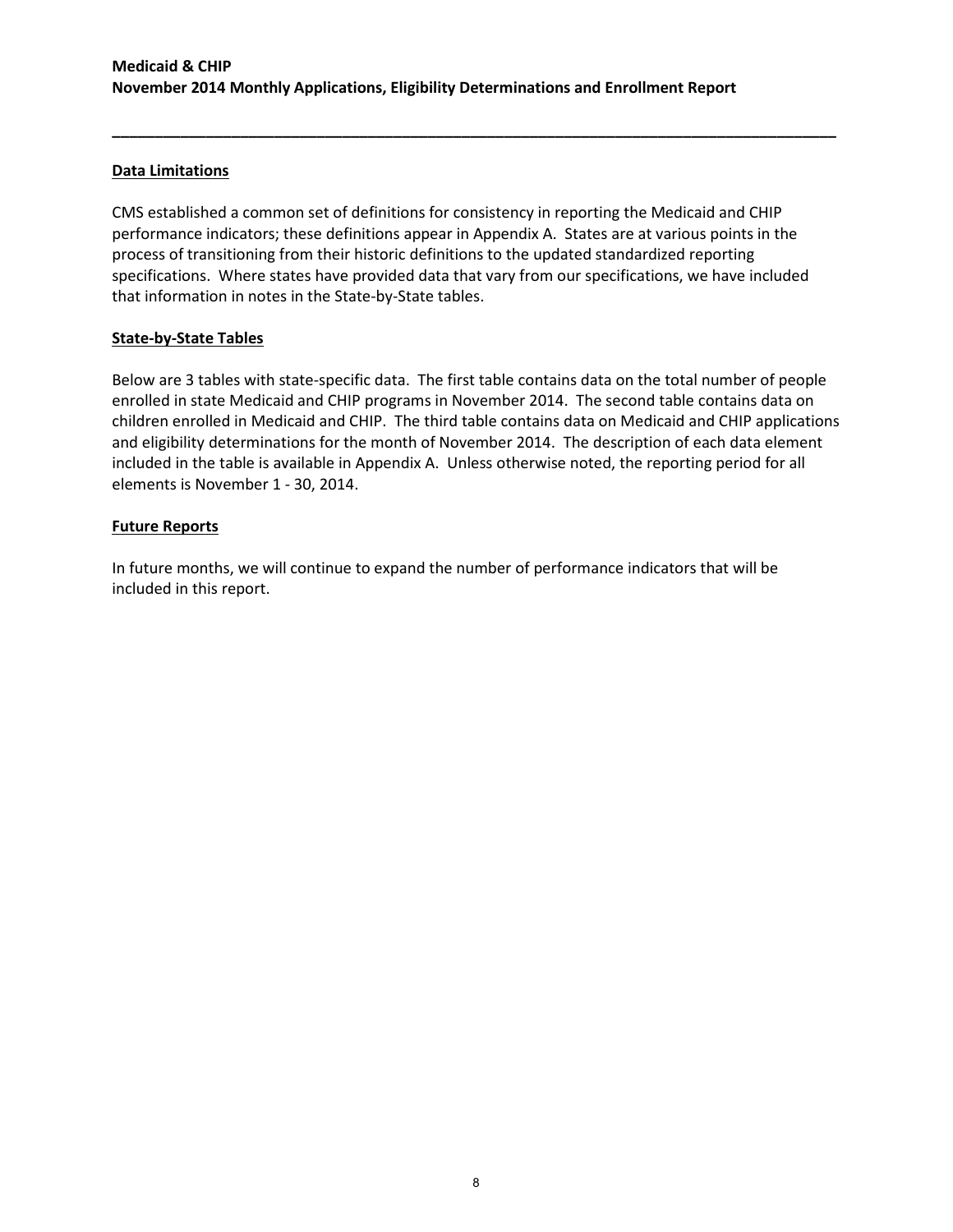## Data Limitations

CMS established a common set of definitions for consistency in reporting the Medicaid and CHIP performance indicators; these definitions appear in Appendix A. States are at various points in the process of transitioning from their historic definitions to the updated standardized reporting specifications. Where states have provided data that vary from our specifications, we have included that information in notes in the State-by-State tables.

## State-by-State Tables

Below are 3 tables with state-specific data. The first table contains data on the total number of people enrolled in state Medicaid and CHIP programs in November 2014. The second table contains data on children enrolled in Medicaid and CHIP. The third table contains data on Medicaid and CHIP applications and eligibility determinations for the month of November 2014. The description of each data element included in the table is available in Appendix A. Unless otherwise noted, the reporting period for all elements is November 1 - 30, 2014.

## Future Reports

In future months, we will continue to expand the number of performance indicators that will be included in this report.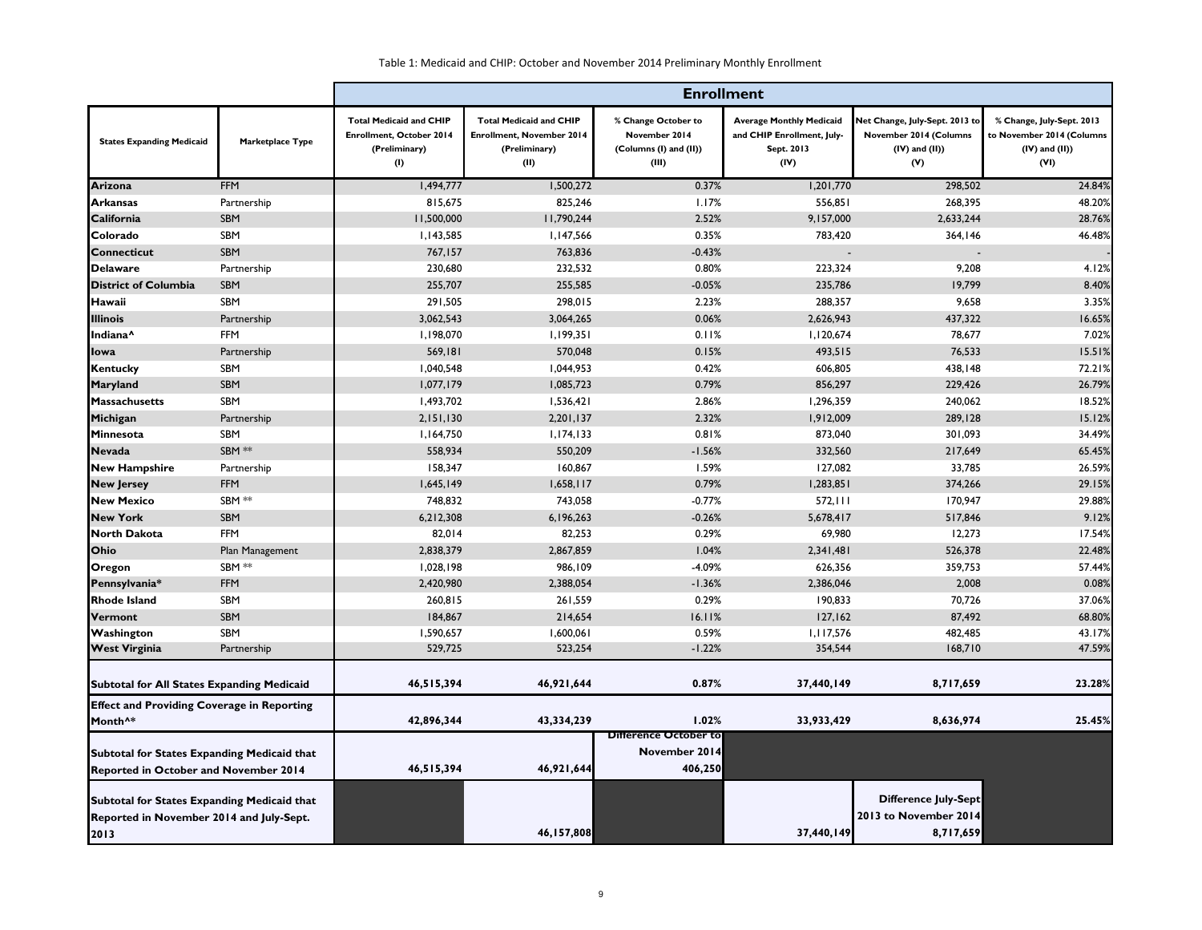Table 1: Medicaid and CHIP: October and November 2014 Preliminary Monthly Enrollment

| | | Enrollment | | | | | |
|---|---|---|---|---|---|---|---|
| States Expanding Medicaid | Marketplace Type | Total Medicaid and CHIP Enrollment, October 2014 (Preliminary) (I) | Total Medicaid and CHIP Enrollment, November 2014 (Preliminary) (II) | % Change October to November 2014 (Columns (I) and (II)) (III) | Average Monthly Medicaid and CHIP Enrollment, July-Sept. 2013 (IV) | Net Change, July-Sept. 2013 to November 2014 (Columns (IV) and (II)) (V) | % Change, July-Sept. 2013 to November 2014 (Columns (IV) and (II)) (VI) |
| **Arizona** | FFM | 1,494,777 | 1,500,272 | 0.37% | 1,201,770 | 298,502 | 24.84% |
| **Arkansas** | Partnership | 815,675 | 825,246 | 1.17% | 556,851 | 268,395 | 48.20% |
| **California** | SBM | 11,500,000 | 11,790,244 | 2.52% | 9,157,000 | 2,633,244 | 28.76% |
| **Colorado** | SBM | 1,143,585 | 1,147,566 | 0.35% | 783,420 | 364,146 | 46.48% |
| **Connecticut** | SBM | 767,157 | 763,836 | -0.43% | - | - | - |
| **Delaware** | Partnership | 230,680 | 232,532 | 0.80% | 223,324 | 9,208 | 4.12% |
| **District of Columbia** | SBM | 255,707 | 255,585 | -0.05% | 235,786 | 19,799 | 8.40% |
| **Hawaii** | SBM | 291,505 | 298,015 | 2.23% | 288,357 | 9,658 | 3.35% |
| **Illinois** | Partnership | 3,062,543 | 3,064,265 | 0.06% | 2,626,943 | 437,322 | 16.65% |
| **Indiana^** | FFM | 1,198,070 | 1,199,351 | 0.11% | 1,120,674 | 78,677 | 7.02% |
| **Iowa** | Partnership | 569,181 | 570,048 | 0.15% | 493,515 | 76,533 | 15.51% |
| **Kentucky** | SBM | 1,040,548 | 1,044,953 | 0.42% | 606,805 | 438,148 | 72.21% |
| **Maryland** | SBM | 1,077,179 | 1,085,723 | 0.79% | 856,297 | 229,426 | 26.79% |
| **Massachusetts** | SBM | 1,493,702 | 1,536,421 | 2.86% | 1,296,359 | 240,062 | 18.52% |
| **Michigan** | Partnership | 2,151,130 | 2,201,137 | 2.32% | 1,912,009 | 289,128 | 15.12% |
| **Minnesota** | SBM | 1,164,750 | 1,174,133 | 0.81% | 873,040 | 301,093 | 34.49% |
| **Nevada** | SBM ** | 558,934 | 550,209 | -1.56% | 332,560 | 217,649 | 65.45% |
| **New Hampshire** | Partnership | 158,347 | 160,867 | 1.59% | 127,082 | 33,785 | 26.59% |
| **New Jersey** | FFM | 1,645,149 | 1,658,117 | 0.79% | 1,283,851 | 374,266 | 29.15% |
| **New Mexico** | SBM ** | 748,832 | 743,058 | -0.77% | 572,111 | 170,947 | 29.88% |
| **New York** | SBM | 6,212,308 | 6,196,263 | -0.26% | 5,678,417 | 517,846 | 9.12% |
| **North Dakota** | FFM | 82,014 | 82,253 | 0.29% | 69,980 | 12,273 | 17.54% |
| **Ohio** | Plan Management | 2,838,379 | 2,867,859 | 1.04% | 2,341,481 | 526,378 | 22.48% |
| **Oregon** | SBM ** | 1,028,198 | 986,109 | -4.09% | 626,356 | 359,753 | 57.44% |
| **Pennsylvania*** | FFM | 2,420,980 | 2,388,054 | -1.36% | 2,386,046 | 2,008 | 0.08% |
| **Rhode Island** | SBM | 260,815 | 261,559 | 0.29% | 190,833 | 70,726 | 37.06% |
| **Vermont** | SBM | 184,867 | 214,654 | 16.11% | 127,162 | 87,492 | 68.80% |
| **Washington** | SBM | 1,590,657 | 1,600,061 | 0.59% | 1,117,576 | 482,485 | 43.17% |
| **West Virginia** | Partnership | 529,725 | 523,254 | -1.22% | 354,544 | 168,710 | 47.59% |
| **Subtotal for All States Expanding Medicaid** | | **46,515,394** | **46,921,644** | **0.87%** | **37,440,149** | **8,717,659** | **23.28%** |
| **Effect and Providing Coverage in Reporting Month^*** | | **42,896,344** | **43,334,239** | **1.02%** | **33,933,429** | **8,636,974** | **25.45%** |
| **Subtotal for States Expanding Medicaid that Reported in October and November 2014** | | **46,515,394** | **46,921,644** | **Difference October to November 2014 406,250** | | | |
| **Subtotal for States Expanding Medicaid that Reported in November 2014 and July-Sept. 2013** | | | **46,157,808** | | **37,440,149** | **Difference July-Sept 2013 to November 2014 8,717,659** | |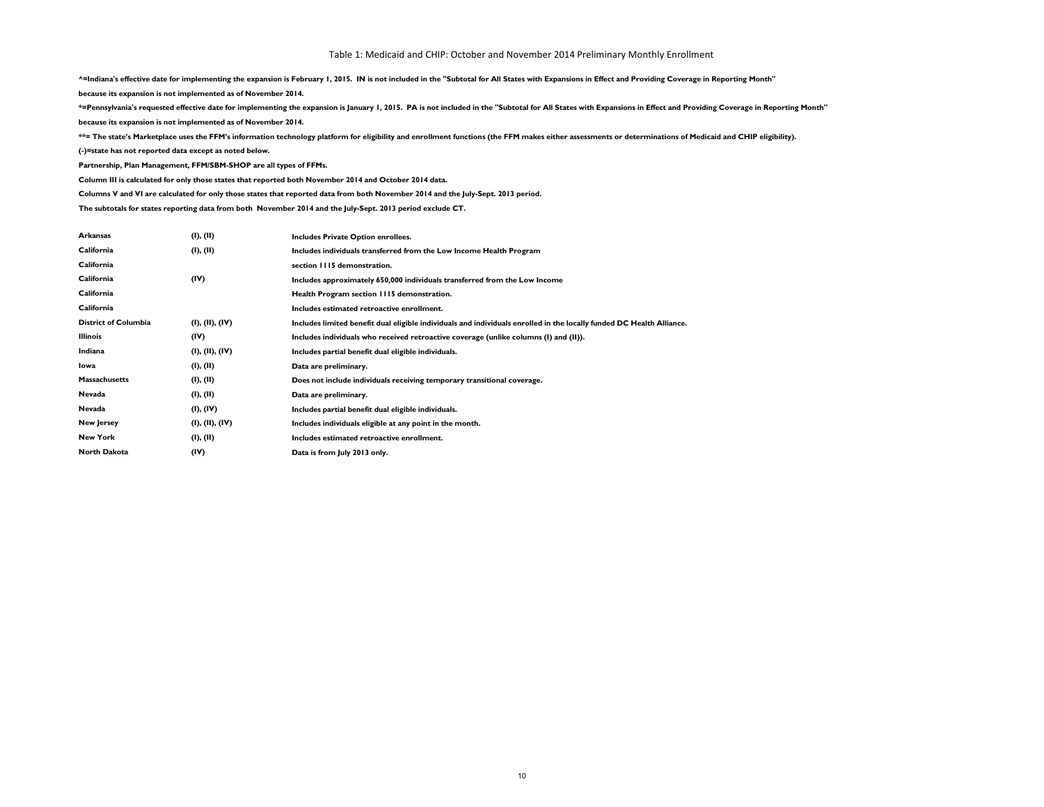# Table 1: Medicaid and CHIP: October and November 2014 Preliminary Monthly Enrollment

**^=Indiana's effective date for implementing the expansion is February 1, 2015. IN is not included in the "Subtotal for All States with Expansions in Effect and Providing Coverage in Reporting Month" because its expansion is not implemented as of November 2014.**

**\*=Pennsylvania's requested effective date for implementing the expansion is January 1, 2015. PA is not included in the "Subtotal for All States with Expansions in Effect and Providing Coverage in Reporting Month" because its expansion is not implemented as of November 2014.**

**\*\*= The state's Marketplace uses the FFM's information technology platform for eligibility and enrollment functions (the FFM makes either assessments or determinations of Medicaid and CHIP eligibility).**

**(-)=state has not reported data except as noted below.**

**Partnership, Plan Management, FFM/SBM-SHOP are all types of FFMs.**

**Column III is calculated for only those states that reported both November 2014 and October 2014 data.**

**Columns V and VI are calculated for only those states that reported data from both November 2014 and the July-Sept. 2013 period.**

**The subtotals for states reporting data from both November 2014 and the July-Sept. 2013 period exclude CT.**

| | | |
|---|---|---|
| **Arkansas** | (I), (II) | Includes Private Option enrollees. |
| **California** | (I), (II) | Includes individuals transferred from the Low Income Health Program |
| **California** | | section 1115 demonstration. |
| **California** | (IV) | Includes approximately 650,000 individuals transferred from the Low Income |
| **California** | | Health Program section 1115 demonstration. |
| **California** | | Includes estimated retroactive enrollment. |
| **District of Columbia** | (I), (II), (IV) | Includes limited benefit dual eligible individuals and individuals enrolled in the locally funded DC Health Alliance. |
| **Illinois** | (IV) | Includes individuals who received retroactive coverage (unlike columns (I) and (II)). |
| **Indiana** | (I), (II), (IV) | Includes partial benefit dual eligible individuals. |
| **Iowa** | (I), (II) | Data are preliminary. |
| **Massachusetts** | (I), (II) | Does not include individuals receiving temporary transitional coverage. |
| **Nevada** | (I), (II) | Data are preliminary. |
| **Nevada** | (I), (IV) | Includes partial benefit dual eligible individuals. |
| **New Jersey** | (I), (II), (IV) | Includes individuals eligible at any point in the month. |
| **New York** | (I), (II) | Includes estimated retroactive enrollment. |
| **North Dakota** | (IV) | Data is from July 2013 only. |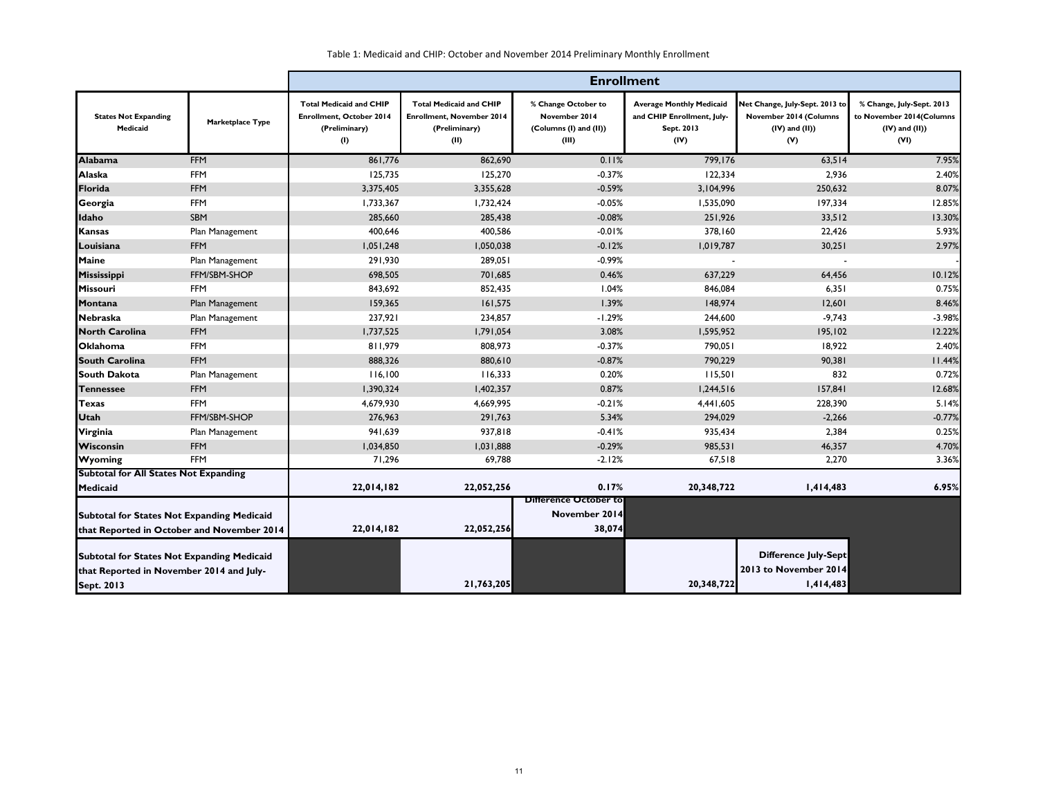Table 1: Medicaid and CHIP: October and November 2014 Preliminary Monthly Enrollment

| States Not Expanding Medicaid | Marketplace Type | Enrollment | | | | | |
|---|---|---|---|---|---|---|---|
| | | Total Medicaid and CHIP Enrollment, October 2014 (Preliminary) (I) | Total Medicaid and CHIP Enrollment, November 2014 (Preliminary) (II) | % Change October to November 2014 (Columns (I) and (II)) (III) | Average Monthly Medicaid and CHIP Enrollment, July-Sept. 2013 (IV) | Net Change, July-Sept. 2013 to November 2014 (Columns (IV) and (II)) (V) | % Change, July-Sept. 2013 to November 2014(Columns (IV) and (II)) (VI) |
| **Alabama** | FFM | 861,776 | 862,690 | 0.11% | 799,176 | 63,514 | 7.95% |
| **Alaska** | FFM | 125,735 | 125,270 | -0.37% | 122,334 | 2,936 | 2.40% |
| **Florida** | FFM | 3,375,405 | 3,355,628 | -0.59% | 3,104,996 | 250,632 | 8.07% |
| **Georgia** | FFM | 1,733,367 | 1,732,424 | -0.05% | 1,535,090 | 197,334 | 12.85% |
| **Idaho** | SBM | 285,660 | 285,438 | -0.08% | 251,926 | 33,512 | 13.30% |
| **Kansas** | Plan Management | 400,646 | 400,586 | -0.01% | 378,160 | 22,426 | 5.93% |
| **Louisiana** | FFM | 1,051,248 | 1,050,038 | -0.12% | 1,019,787 | 30,251 | 2.97% |
| **Maine** | Plan Management | 291,930 | 289,051 | -0.99% | - | - | - |
| **Mississippi** | FFM/SBM-SHOP | 698,505 | 701,685 | 0.46% | 637,229 | 64,456 | 10.12% |
| **Missouri** | FFM | 843,692 | 852,435 | 1.04% | 846,084 | 6,351 | 0.75% |
| **Montana** | Plan Management | 159,365 | 161,575 | 1.39% | 148,974 | 12,601 | 8.46% |
| **Nebraska** | Plan Management | 237,921 | 234,857 | -1.29% | 244,600 | -9,743 | -3.98% |
| **North Carolina** | FFM | 1,737,525 | 1,791,054 | 3.08% | 1,595,952 | 195,102 | 12.22% |
| **Oklahoma** | FFM | 811,979 | 808,973 | -0.37% | 790,051 | 18,922 | 2.40% |
| **South Carolina** | FFM | 888,326 | 880,610 | -0.87% | 790,229 | 90,381 | 11.44% |
| **South Dakota** | Plan Management | 116,100 | 116,333 | 0.20% | 115,501 | 832 | 0.72% |
| **Tennessee** | FFM | 1,390,324 | 1,402,357 | 0.87% | 1,244,516 | 157,841 | 12.68% |
| **Texas** | FFM | 4,679,930 | 4,669,995 | -0.21% | 4,441,605 | 228,390 | 5.14% |
| **Utah** | FFM/SBM-SHOP | 276,963 | 291,763 | 5.34% | 294,029 | -2,266 | -0.77% |
| **Virginia** | Plan Management | 941,639 | 937,818 | -0.41% | 935,434 | 2,384 | 0.25% |
| **Wisconsin** | FFM | 1,034,850 | 1,031,888 | -0.29% | 985,531 | 46,357 | 4.70% |
| **Wyoming** | FFM | 71,296 | 69,788 | -2.12% | 67,518 | 2,270 | 3.36% |
| **Subtotal for All States Not Expanding Medicaid** | | **22,014,182** | **22,052,256** | **0.17%** | **20,348,722** | **1,414,483** | **6.95%** |
| **Subtotal for States Not Expanding Medicaid that Reported in October and November 2014** | | **22,014,182** | **22,052,256** | **Difference October to November 2014 38,074** | | | |
| **Subtotal for States Not Expanding Medicaid that Reported in November 2014 and July-Sept. 2013** | | | **21,763,205** | | **20,348,722** | **Difference July-Sept 2013 to November 2014 1,414,483** | |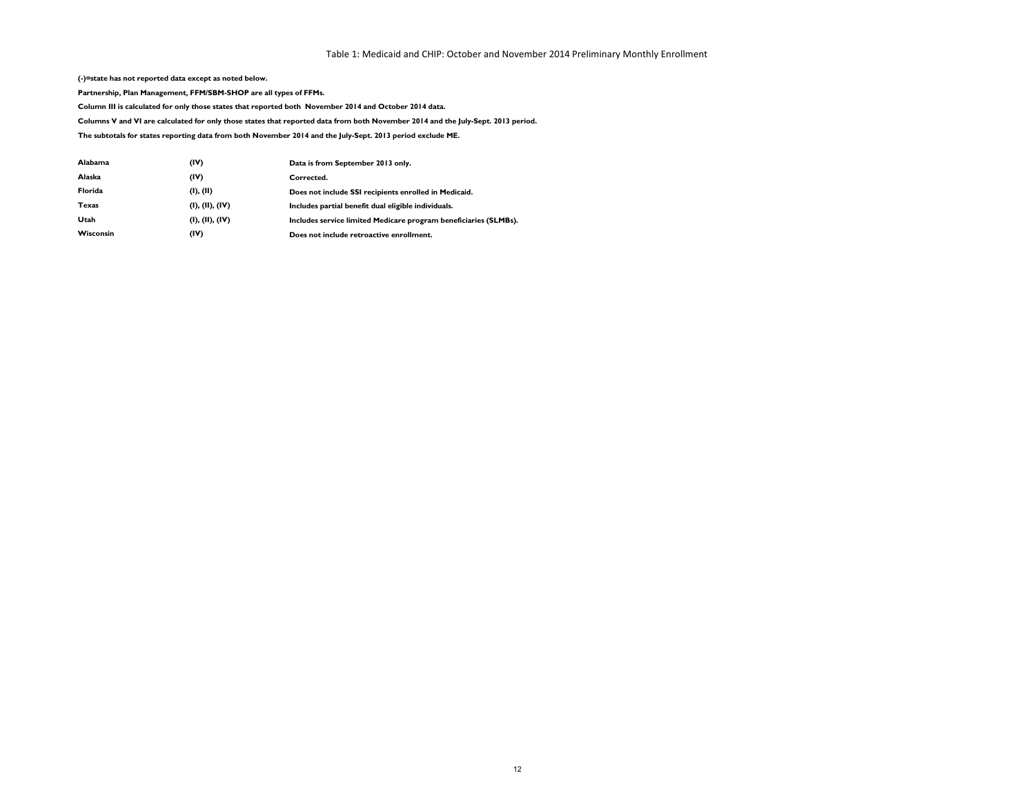Table 1: Medicaid and CHIP: October and November 2014 Preliminary Monthly Enrollment

**(-)=state has not reported data except as noted below.**

**Partnership, Plan Management, FFM/SBM-SHOP are all types of FFMs.**

**Column III is calculated for only those states that reported both November 2014 and October 2014 data.**

**Columns V and VI are calculated for only those states that reported data from both November 2014 and the July-Sept. 2013 period.**

**The subtotals for states reporting data from both November 2014 and the July-Sept. 2013 period exclude ME.**

| | | |
|---|---|---|
| **Alabama** | **(IV)** | **Data is from September 2013 only.** |
| **Alaska** | **(IV)** | **Corrected.** |
| **Florida** | **(I), (II)** | **Does not include SSI recipients enrolled in Medicaid.** |
| **Texas** | **(I), (II), (IV)** | **Includes partial benefit dual eligible individuals.** |
| **Utah** | **(I), (II), (IV)** | **Includes service limited Medicare program beneficiaries (SLMBs).** |
| **Wisconsin** | **(IV)** | **Does not include retroactive enrollment.** |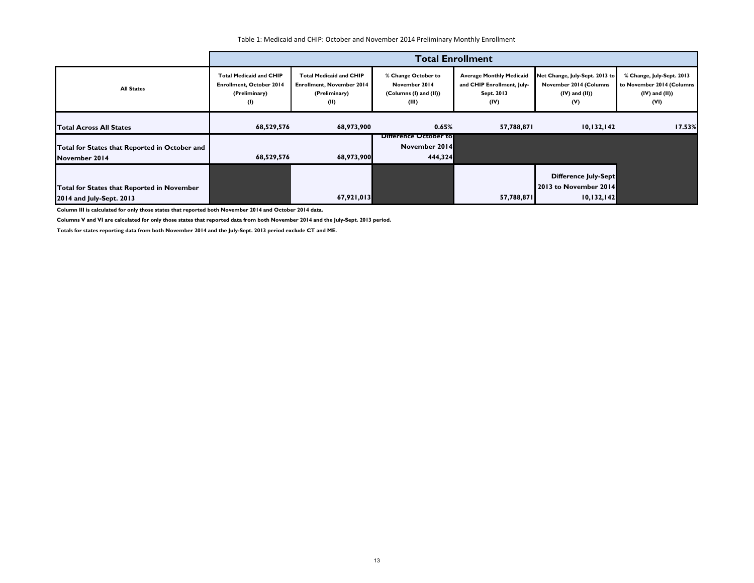Table 1: Medicaid and CHIP: October and November 2014 Preliminary Monthly Enrollment

| | Total Enrollment | | | | | |
|---|---|---|---|---|---|---|
| **All States** | **Total Medicaid and CHIP Enrollment, October 2014 (Preliminary) (I)** | **Total Medicaid and CHIP Enrollment, November 2014 (Preliminary) (II)** | **% Change October to November 2014 (Columns (I) and (II)) (III)** | **Average Monthly Medicaid and CHIP Enrollment, July-Sept. 2013 (IV)** | **Net Change, July-Sept. 2013 to November 2014 (Columns (IV) and (II)) (V)** | **% Change, July-Sept. 2013 to November 2014 (Columns (IV) and (II)) (VI)** |
| **Total Across All States** | **68,529,576** | **68,973,900** | **0.65%** | **57,788,871** | **10,132,142** | **17.53%** |
| **Total for States that Reported in October and November 2014** | **68,529,576** | **68,973,900** | **Difference October to November 2014** **444,324** | | | |
| **Total for States that Reported in November 2014 and July-Sept. 2013** | | **67,921,013** | | **57,788,871** | **Difference July-Sept 2013 to November 2014** **10,132,142** | |

**Column III is calculated for only those states that reported both November 2014 and October 2014 data.**

**Columns V and VI are calculated for only those states that reported data from both November 2014 and the July-Sept. 2013 period.**

**Totals for states reporting data from both November 2014 and the July-Sept. 2013 period exclude CT and ME.**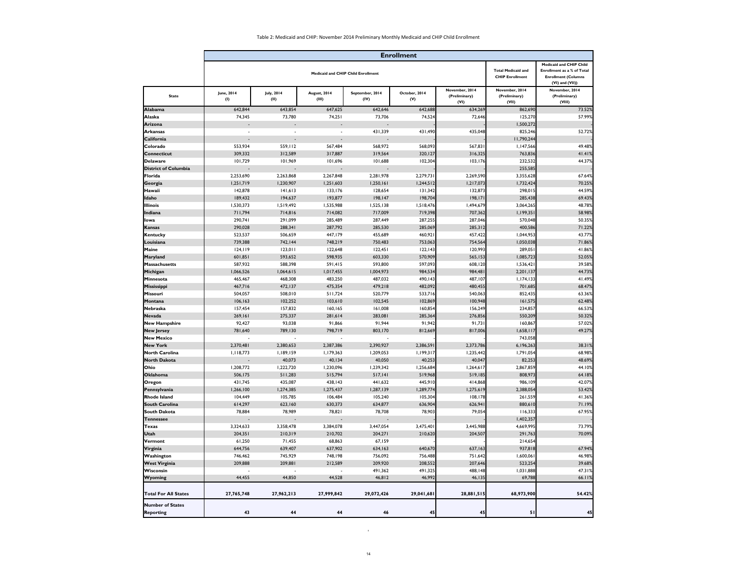Table 2: Medicaid and CHIP: November 2014 Preliminary Monthly Medicaid and CHIP Child Enrollment

| State | Enrollment | | | | | | | |
|---|---|---|---|---|---|---|---|---|
| | Medicaid and CHIP Child Enrollment | | | | | | Total Medicaid and CHIP Enrollment | Medicaid and CHIP Child Enrollment as a % of Total Enrollment (Columns (VI) and (VII)) |
| | June, 2014 (I) | July, 2014 (II) | August, 2014 (III) | September, 2014 (IV) | October, 2014 (V) | November, 2014 (Preliminary) (VI) | November, 2014 (Preliminary) (VII) | November, 2014 (Preliminary) (VIII) |
| **Alabama** | 642,844 | 643,854 | 647,625 | 642,646 | 642,688 | 634,269 | 862,690 | 73.52% |
| **Alaska** | 74,345 | 73,780 | 74,251 | 73,706 | 74,524 | 72,646 | 125,270 | 57.99% |
| **Arizona** | - | - | - | - | | | 1,500,272 | - |
| **Arkansas** | - | - | - | 431,339 | 431,490 | 435,048 | 825,246 | 52.72% |
| **California** | - | - | - | - | | | 11,790,244 | - |
| **Colorado** | 553,934 | 559,112 | 567,484 | 568,972 | 568,093 | 567,831 | 1,147,566 | 49.48% |
| **Connecticut** | 309,332 | 312,589 | 317,887 | 319,564 | 320,127 | 316,325 | 763,836 | 41.41% |
| **Delaware** | 101,729 | 101,969 | 101,696 | 101,688 | 102,304 | 103,176 | 232,532 | 44.37% |
| **District of Columbia** | - | - | - | - | | | 255,585 | - |
| **Florida** | 2,253,690 | 2,263,868 | 2,267,848 | 2,281,978 | 2,279,731 | 2,269,590 | 3,355,628 | 67.64% |
| **Georgia** | 1,251,719 | 1,230,907 | 1,251,603 | 1,250,161 | 1,244,512 | 1,217,073 | 1,732,424 | 70.25% |
| **Hawaii** | 142,878 | 141,613 | 133,176 | 128,654 | 131,342 | 132,873 | 298,015 | 44.59% |
| **Idaho** | 189,432 | 194,637 | 193,877 | 198,147 | 198,704 | 198,171 | 285,438 | 69.43% |
| **Illinois** | 1,530,373 | 1,519,492 | 1,535,988 | 1,525,138 | 1,518,476 | 1,494,679 | 3,064,265 | 48.78% |
| **Indiana** | 711,794 | 714,816 | 714,082 | 717,009 | 719,398 | 707,362 | 1,199,351 | 58.98% |
| **Iowa** | 290,741 | 291,099 | 285,489 | 287,449 | 287,255 | 287,046 | 570,048 | 50.35% |
| **Kansas** | 290,028 | 288,341 | 287,792 | 285,530 | 285,069 | 285,312 | 400,586 | 71.22% |
| **Kentucky** | 523,537 | 506,659 | 447,179 | 455,689 | 460,921 | 457,422 | 1,044,953 | 43.77% |
| **Louisiana** | 739,388 | 742,144 | 748,219 | 750,483 | 753,063 | 754,564 | 1,050,038 | 71.86% |
| **Maine** | 124,119 | 123,011 | 122,648 | 122,451 | 122,143 | 120,993 | 289,051 | 41.86% |
| **Maryland** | 601,851 | 593,652 | 598,935 | 603,330 | 570,909 | 565,153 | 1,085,723 | 52.05% |
| **Massachusetts** | 587,932 | 588,398 | 591,415 | 593,800 | 597,093 | 608,120 | 1,536,421 | 39.58% |
| **Michigan** | 1,066,526 | 1,064,615 | 1,017,455 | 1,004,973 | 984,534 | 984,481 | 2,201,137 | 44.73% |
| **Minnesota** | 465,467 | 468,308 | 483,250 | 487,032 | 490,143 | 487,107 | 1,174,133 | 41.49% |
| **Mississippi** | 467,716 | 472,137 | 475,354 | 479,218 | 482,092 | 480,455 | 701,685 | 68.47% |
| **Missouri** | 504,057 | 508,010 | 511,724 | 520,779 | 533,716 | 540,063 | 852,435 | 63.36% |
| **Montana** | 106,163 | 102,252 | 103,610 | 102,545 | 102,869 | 100,948 | 161,575 | 62.48% |
| **Nebraska** | 157,454 | 157,832 | 160,165 | 161,008 | 160,854 | 156,249 | 234,857 | 66.53% |
| **Nevada** | 269,161 | 275,337 | 281,614 | 283,081 | 285,364 | 276,856 | 550,209 | 50.32% |
| **New Hampshire** | 92,427 | 93,038 | 91,866 | 91,944 | 91,942 | 91,731 | 160,867 | 57.02% |
| **New Jersey** | 781,640 | 789,130 | 798,719 | 803,170 | 812,669 | 817,006 | 1,658,117 | 49.27% |
| **New Mexico** | - | - | - | - | | | 743,058 | - |
| **New York** | 2,370,481 | 2,380,653 | 2,387,386 | 2,390,927 | 2,386,591 | 2,373,786 | 6,196,263 | 38.31% |
| **North Carolina** | 1,118,773 | 1,189,159 | 1,179,363 | 1,209,053 | 1,199,317 | 1,235,442 | 1,791,054 | 68.98% |
| **North Dakota** | - | 40,073 | 40,134 | 40,050 | 40,253 | 40,047 | 82,253 | 48.69% |
| **Ohio** | 1,208,772 | 1,222,720 | 1,230,096 | 1,239,342 | 1,256,684 | 1,264,617 | 2,867,859 | 44.10% |
| **Oklahoma** | 506,175 | 511,283 | 515,794 | 517,141 | 519,968 | 519,185 | 808,973 | 64.18% |
| **Oregon** | 431,745 | 435,087 | 438,143 | 441,632 | 445,910 | 414,868 | 986,109 | 42.07% |
| **Pennsylvania** | 1,266,100 | 1,274,385 | 1,275,437 | 1,287,139 | 1,289,774 | 1,275,619 | 2,388,054 | 53.42% |
| **Rhode Island** | 104,449 | 105,785 | 106,484 | 105,240 | 105,304 | 108,178 | 261,559 | 41.36% |
| **South Carolina** | 614,297 | 623,160 | 630,373 | 634,877 | 636,904 | 626,941 | 880,610 | 71.19% |
| **South Dakota** | 78,884 | 78,989 | 78,821 | 78,708 | 78,903 | 79,054 | 116,333 | 67.95% |
| **Tennessee** | - | - | - | - | | | 1,402,357 | - |
| **Texas** | 3,324,633 | 3,358,478 | 3,384,078 | 3,447,054 | 3,475,401 | 3,445,988 | 4,669,995 | 73.79% |
| **Utah** | 204,351 | 210,319 | 210,702 | 204,271 | 210,620 | 204,507 | 291,763 | 70.09% |
| **Vermont** | 61,250 | 71,455 | 68,863 | 67,159 | | | 214,654 | - |
| **Virginia** | 644,756 | 639,407 | 637,902 | 634,163 | 640,670 | 637,163 | 937,818 | 67.94% |
| **Washington** | 746,462 | 745,929 | 748,198 | 756,092 | 756,488 | 751,642 | 1,600,061 | 46.98% |
| **West Virginia** | 209,888 | 209,881 | 212,589 | 209,920 | 208,552 | 207,646 | 523,254 | 39.68% |
| **Wisconsin** | - | - | - | 491,362 | 491,325 | 488,148 | 1,031,888 | 47.31% |
| **Wyoming** | 44,455 | 44,850 | 44,528 | 46,812 | 46,992 | 46,135 | 69,788 | 66.11% |
| **Total For All States** | **27,765,748** | **27,962,213** | **27,999,842** | **29,072,426** | **29,041,681** | **28,881,515** | **68,973,900** | **54.42%** |
| **Number of States Reporting** | **43** | **44** | **44** | **46** | **45** | **45** | **51** | **45** |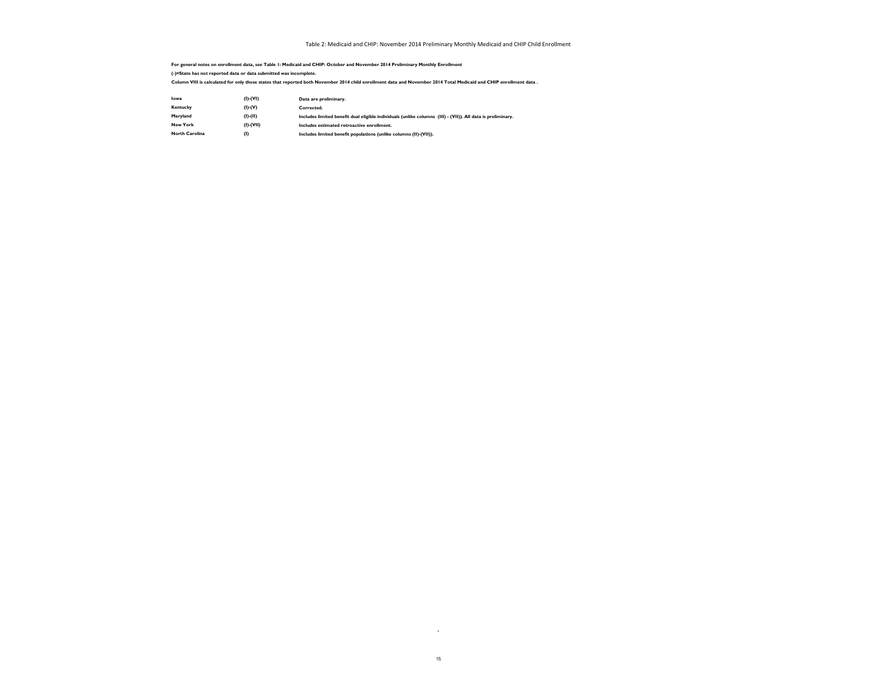Table 2: Medicaid and CHIP: November 2014 Preliminary Monthly Medicaid and CHIP Child Enrollment

**For general notes on enrollment data, see Table 1: Medicaid and CHIP: October and November 2014 Preliminary Monthly Enrollment**

**(-)=State has not reported data or data submitted was incomplete.**

**Column VIII is calculated for only those states that reported both November 2014 child enrollment data and November 2014 Total Medicaid and CHIP enrollment data .**

| | | |
|---|---|---|
| **Iowa** | **(I)-(VI)** | **Data are preliminary.** |
| **Kentucky** | **(I)-(V)** | **Corrected.** |
| **Maryland** | **(I)-(II)** | **Includes limited benefit dual eligible individuals (unlike columns (III) - (VII)). All data is preliminary.** |
| **New York** | **(I)-(VII)** | **Includes estimated retroactive enrollment.** |
| **North Carolina** | **(I)** | **Includes limited benefit populations (unlike columns (II)-(VII)).** |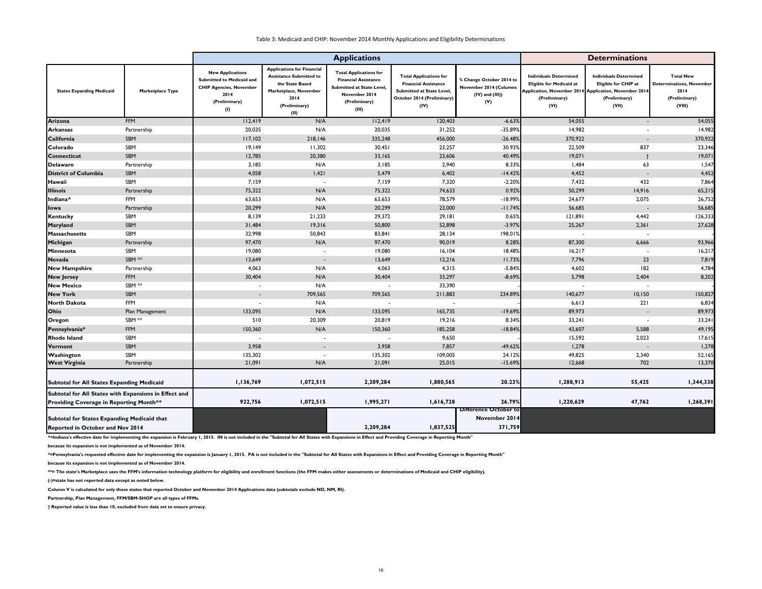Table 3: Medicaid and CHIP: November 2014 Monthly Applications and Eligibility Determinations

| | | Applications | | | | | Determinations | | |
|---|---|---|---|---|---|---|---|---|---|
| States Expanding Medicaid | Marketplace Type | New Applications Submitted to Medicaid and CHIP Agencies, November 2014 (Preliminary) (I) | Applications for Financial Assistance Submitted to the State Based Marketplace, November 2014 (Preliminary) (II) | Total Applications for Financial Assistance Submitted at State Level, November 2014 (Preliminary) (III) | Total Applications for Financial Assistance Submitted at State Level, October 2014 (Preliminary) (IV) | % Change October 2014 to November 2014 (Columns (IV) and (III)) (V) | Individuals Determined Eligible for Medicaid at Application, November 2014 (Preliminary) (VI) | Individuals Determined Eligible for CHIP at Application, November 2014 (Preliminary) (VII) | Total New Determinations, November 2014 (Preliminary) (VIII) |
| Arizona | FFM | 112,419 | N/A | 112,419 | 120,403 | -6.63% | 54,055 | - | 54,055 |
| Arkansas | Partnership | 20,035 | N/A | 20,035 | 31,252 | -35.89% | 14,982 | - | 14,982 |
| California | SBM | 117,102 | 218,146 | 335,248 | 456,000 | -26.48% | 370,922 | - | 370,922 |
| Colorado | SBM | 19,149 | 11,302 | 30,451 | 23,257 | 30.93% | 22,509 | 837 | 23,346 |
| Connecticut | SBM | 12,785 | 20,380 | 33,165 | 23,606 | 40.49% | 19,071 | † | 19,071 |
| Delaware | Partnership | 3,185 | N/A | 3,185 | 2,940 | 8.33% | 1,484 | 63 | 1,547 |
| District of Columbia | SBM | 4,058 | 1,421 | 5,479 | 6,402 | -14.42% | 4,452 | - | 4,452 |
| Hawaii | SBM | 7,159 | - | 7,159 | 7,320 | -2.20% | 7,432 | 432 | 7,864 |
| Illinois | Partnership | 75,322 | N/A | 75,322 | 74,633 | 0.92% | 50,299 | 14,916 | 65,215 |
| Indiana^ | FFM | 63,653 | N/A | 63,653 | 78,579 | -18.99% | 24,677 | 2,075 | 26,752 |
| Iowa | Partnership | 20,299 | N/A | 20,299 | 23,000 | -11.74% | 56,685 | - | 56,685 |
| Kentucky | SBM | 8,139 | 21,233 | 29,372 | 29,181 | 0.65% | 121,891 | 4,442 | 126,333 |
| Maryland | SBM | 31,484 | 19,316 | 50,800 | 52,898 | -3.97% | 25,267 | 2,361 | 27,628 |
| Massachusetts | SBM | 32,998 | 50,843 | 83,841 | 28,134 | 198.01% | - | - | - |
| Michigan | Partnership | 97,470 | N/A | 97,470 | 90,019 | 8.28% | 87,300 | 6,666 | 93,966 |
| Minnesota | SBM | 19,080 | - | 19,080 | 16,104 | 18.48% | 16,217 | - | 16,217 |
| Nevada | SBM ** | 13,649 | - | 13,649 | 12,216 | 11.73% | 7,796 | 23 | 7,819 |
| New Hampshire | Partnership | 4,063 | N/A | 4,063 | 4,315 | -5.84% | 4,602 | 182 | 4,784 |
| New Jersey | FFM | 30,404 | N/A | 30,404 | 33,297 | -8.69% | 5,798 | 2,404 | 8,202 |
| New Mexico | SBM ** | - | N/A | - | 33,390 | - | - | - | - |
| New York | SBM | - | 709,565 | 709,565 | 211,883 | 234.89% | 140,677 | 10,150 | 150,827 |
| North Dakota | FFM | - | N/A | - | - | - | 6,613 | 221 | 6,834 |
| Ohio | Plan Management | 133,095 | N/A | 133,095 | 165,735 | -19.69% | 89,973 | - | 89,973 |
| Oregon | SBM ** | 510 | 20,309 | 20,819 | 19,216 | 8.34% | 33,241 | - | 33,241 |
| Pennsylvania* | FFM | 150,360 | N/A | 150,360 | 185,258 | -18.84% | 43,607 | 5,588 | 49,195 |
| Rhode Island | SBM | - | - | - | 9,650 | - | 15,592 | 2,023 | 17,615 |
| Vermont | SBM | 3,958 | - | 3,958 | 7,857 | -49.62% | 1,278 | - | 1,278 |
| Washington | SBM | 135,302 | - | 135,302 | 109,005 | 24.12% | 49,825 | 2,340 | 52,165 |
| West Virginia | Partnership | 21,091 | N/A | 21,091 | 25,015 | -15.69% | 12,668 | 702 | 13,370 |
| Subtotal for All States Expanding Medicaid | | 1,136,769 | 1,072,515 | 2,209,284 | 1,880,565 | 20.23% | 1,288,913 | 55,425 | 1,344,338 |
| Subtotal for All States with Expansions in Effect and Providing Coverage in Reporting Month^* | | 922,756 | 1,072,515 | 1,995,271 | 1,616,728 | 26.79% | 1,220,629 | 47,762 | 1,268,391 |
| Subtotal for States Expanding Medicaid that Reported in October and Nov 2014 | | | | 2,209,284 | 1,837,525 | Difference October to November 2014 371,759 | | | |

^=Indiana's effective date for implementing the expansion is February 1, 2015. IN is not included in the "Subtotal for All States with Expansions in Effect and Providing Coverage in Reporting Month" because its expansion is not implemented as of November 2014.

*=Pennsylvania's requested effective date for implementing the expansion is January 1, 2015. PA is not included in the "Subtotal for All States with Expansions in Effect and Providing Coverage in Reporting Month" because its expansion is not implemented as of November 2014.

**= The state's Marketplace uses the FFM's information technology platform for eligibility and enrollment functions (the FFM makes either assessments or determinations of Medicaid and CHIP eligibility).

(-)=state has not reported data except as noted below.

Column V is calculated for only those states that reported October and November 2014 Applications data (subtotals exclude ND, NM, RI).

Partnership, Plan Management, FFM/SBM-SHOP are all types of FFMs.

† Reported value is less than 10, excluded from data set to ensure privacy.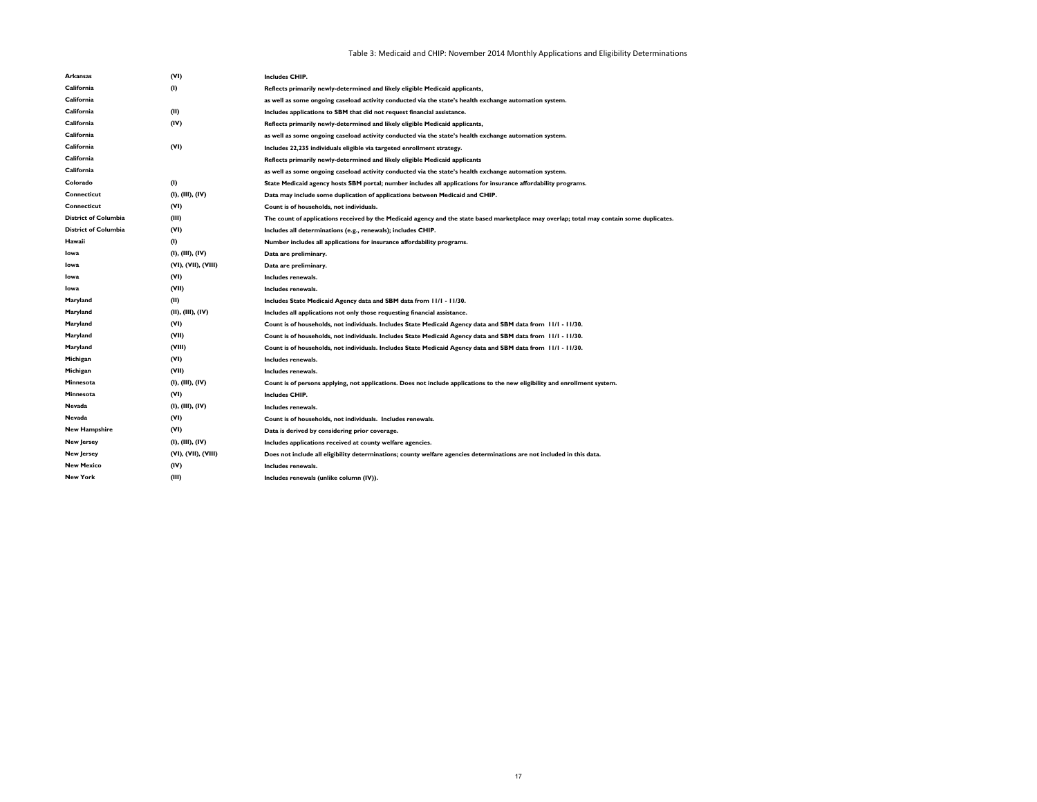Table 3: Medicaid and CHIP: November 2014 Monthly Applications and Eligibility Determinations

| | | |
|---|---|---|
| **Arkansas** | **(VI)** | **Includes CHIP.** |
| **California** | **(I)** | **Reflects primarily newly-determined and likely eligible Medicaid applicants,** |
| **California** | | **as well as some ongoing caseload activity conducted via the state's health exchange automation system.** |
| **California** | **(II)** | **Includes applications to SBM that did not request financial assistance.** |
| **California** | **(IV)** | **Reflects primarily newly-determined and likely eligible Medicaid applicants,** |
| **California** | | **as well as some ongoing caseload activity conducted via the state's health exchange automation system.** |
| **California** | **(VI)** | **Includes 22,235 individuals eligible via targeted enrollment strategy.** |
| **California** | | **Reflects primarily newly-determined and likely eligible Medicaid applicants** |
| **California** | | **as well as some ongoing caseload activity conducted via the state's health exchange automation system.** |
| **Colorado** | **(I)** | **State Medicaid agency hosts SBM portal; number includes all applications for insurance affordability programs.** |
| **Connecticut** | **(I), (III), (IV)** | **Data may include some duplication of applications between Medicaid and CHIP.** |
| **Connecticut** | **(VI)** | **Count is of households, not individuals.** |
| **District of Columbia** | **(III)** | **The count of applications received by the Medicaid agency and the state based marketplace may overlap; total may contain some duplicates.** |
| **District of Columbia** | **(VI)** | **Includes all determinations (e.g., renewals); includes CHIP.** |
| **Hawaii** | **(I)** | **Number includes all applications for insurance affordability programs.** |
| **Iowa** | **(I), (III), (IV)** | **Data are preliminary.** |
| **Iowa** | **(VI), (VII), (VIII)** | **Data are preliminary.** |
| **Iowa** | **(VI)** | **Includes renewals.** |
| **Iowa** | **(VII)** | **Includes renewals.** |
| **Maryland** | **(II)** | **Includes State Medicaid Agency data and SBM data from 11/1 - 11/30.** |
| **Maryland** | **(II), (III), (IV)** | **Includes all applications not only those requesting financial assistance.** |
| **Maryland** | **(VI)** | **Count is of households, not individuals. Includes State Medicaid Agency data and SBM data from 11/1 - 11/30.** |
| **Maryland** | **(VII)** | **Count is of households, not individuals. Includes State Medicaid Agency data and SBM data from 11/1 - 11/30.** |
| **Maryland** | **(VIII)** | **Count is of households, not individuals. Includes State Medicaid Agency data and SBM data from 11/1 - 11/30.** |
| **Michigan** | **(VI)** | **Includes renewals.** |
| **Michigan** | **(VII)** | **Includes renewals.** |
| **Minnesota** | **(I), (III), (IV)** | **Count is of persons applying, not applications. Does not include applications to the new eligibility and enrollment system.** |
| **Minnesota** | **(VI)** | **Includes CHIP.** |
| **Nevada** | **(I), (III), (IV)** | **Includes renewals.** |
| **Nevada** | **(VI)** | **Count is of households, not individuals. Includes renewals.** |
| **New Hampshire** | **(VI)** | **Data is derived by considering prior coverage.** |
| **New Jersey** | **(I), (III), (IV)** | **Includes applications received at county welfare agencies.** |
| **New Jersey** | **(VI), (VII), (VIII)** | **Does not include all eligibility determinations; county welfare agencies determinations are not included in this data.** |
| **New Mexico** | **(IV)** | **Includes renewals.** |
| **New York** | **(III)** | **Includes renewals (unlike column (IV)).** |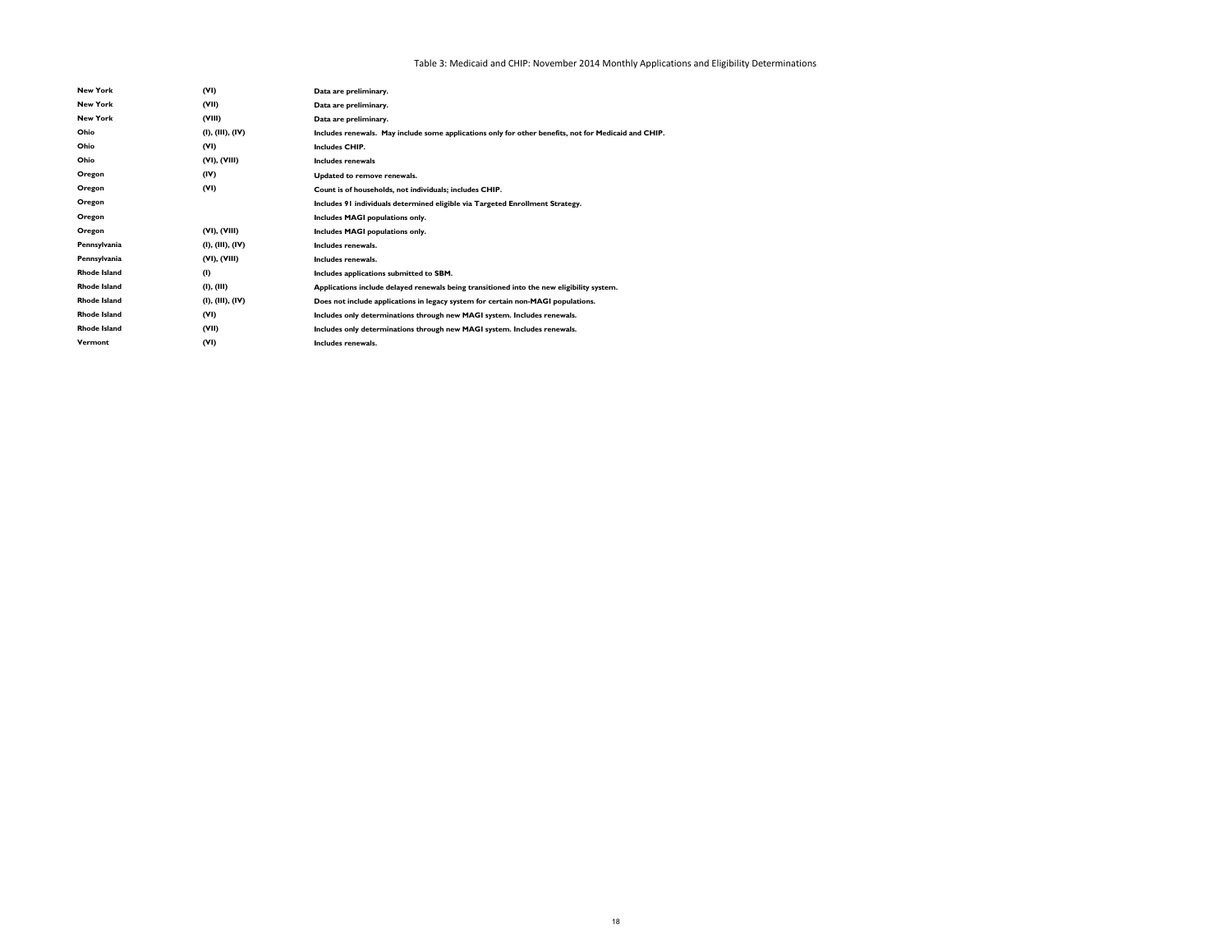Table 3: Medicaid and CHIP: November 2014 Monthly Applications and Eligibility Determinations

| | | |
|---|---|---|
| **New York** | **(VI)** | **Data are preliminary.** |
| **New York** | **(VII)** | **Data are preliminary.** |
| **New York** | **(VIII)** | **Data are preliminary.** |
| **Ohio** | **(I), (III), (IV)** | **Includes renewals. May include some applications only for other benefits, not for Medicaid and CHIP.** |
| **Ohio** | **(VI)** | **Includes CHIP.** |
| **Ohio** | **(VI), (VIII)** | **Includes renewals** |
| **Oregon** | **(IV)** | **Updated to remove renewals.** |
| **Oregon** | **(VI)** | **Count is of households, not individuals; includes CHIP.** |
| **Oregon** | | **Includes 91 individuals determined eligible via Targeted Enrollment Strategy.** |
| **Oregon** | | **Includes MAGI populations only.** |
| **Oregon** | **(VI), (VIII)** | **Includes MAGI populations only.** |
| **Pennsylvania** | **(I), (III), (IV)** | **Includes renewals.** |
| **Pennsylvania** | **(VI), (VIII)** | **Includes renewals.** |
| **Rhode Island** | **(I)** | **Includes applications submitted to SBM.** |
| **Rhode Island** | **(I), (III)** | **Applications include delayed renewals being transitioned into the new eligibility system.** |
| **Rhode Island** | **(I), (III), (IV)** | **Does not include applications in legacy system for certain non-MAGI populations.** |
| **Rhode Island** | **(VI)** | **Includes only determinations through new MAGI system. Includes renewals.** |
| **Rhode Island** | **(VII)** | **Includes only determinations through new MAGI system. Includes renewals.** |
| **Vermont** | **(VI)** | **Includes renewals.** |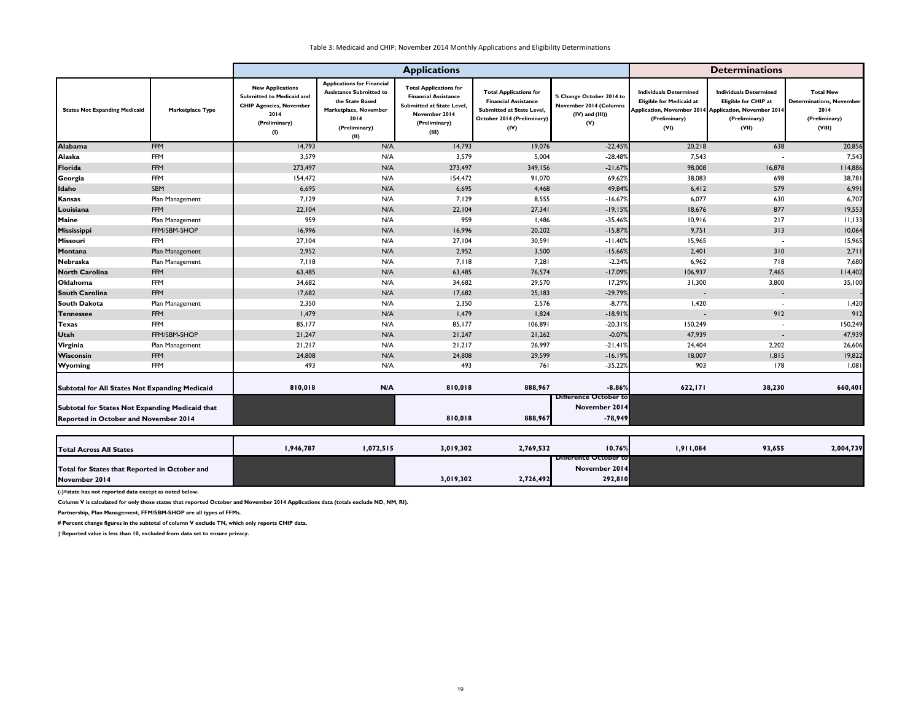Table 3: Medicaid and CHIP: November 2014 Monthly Applications and Eligibility Determinations

| | | Applications | | | | | Determinations | | |
|---|---|---|---|---|---|---|---|---|---|
| States Not Expanding Medicaid | Marketplace Type | New Applications Submitted to Medicaid and CHIP Agencies, November 2014 (Preliminary) (I) | Applications for Financial Assistance Submitted to the State Based Marketplace, November 2014 (Preliminary) (II) | Total Applications for Financial Assistance Submitted at State Level, November 2014 (Preliminary) (III) | Total Applications for Financial Assistance Submitted at State Level, October 2014 (Preliminary) (IV) | % Change October 2014 to November 2014 (Columns (IV) and (III)) (V) | Individuals Determined Eligible for Medicaid at Application, November 2014 (Preliminary) (VI) | Individuals Determined Eligible for CHIP at Application, November 2014 (Preliminary) (VII) | Total New Determinations, November 2014 (Preliminary) (VIII) |
| Alabama | FFM | 14,793 | N/A | 14,793 | 19,076 | -22.45% | 20,218 | 638 | 20,856 |
| Alaska | FFM | 3,579 | N/A | 3,579 | 5,004 | -28.48% | 7,543 | - | 7,543 |
| Florida | FFM | 273,497 | N/A | 273,497 | 349,156 | -21.67% | 98,008 | 16,878 | 114,886 |
| Georgia | FFM | 154,472 | N/A | 154,472 | 91,070 | 69.62% | 38,083 | 698 | 38,781 |
| Idaho | SBM | 6,695 | N/A | 6,695 | 4,468 | 49.84% | 6,412 | 579 | 6,991 |
| Kansas | Plan Management | 7,129 | N/A | 7,129 | 8,555 | -16.67% | 6,077 | 630 | 6,707 |
| Louisiana | FFM | 22,104 | N/A | 22,104 | 27,341 | -19.15% | 18,676 | 877 | 19,553 |
| Maine | Plan Management | 959 | N/A | 959 | 1,486 | -35.46% | 10,916 | 217 | 11,133 |
| Mississippi | FFM/SBM-SHOP | 16,996 | N/A | 16,996 | 20,202 | -15.87% | 9,751 | 313 | 10,064 |
| Missouri | FFM | 27,104 | N/A | 27,104 | 30,591 | -11.40% | 15,965 | - | 15,965 |
| Montana | Plan Management | 2,952 | N/A | 2,952 | 3,500 | -15.66% | 2,401 | 310 | 2,711 |
| Nebraska | Plan Management | 7,118 | N/A | 7,118 | 7,281 | -2.24% | 6,962 | 718 | 7,680 |
| North Carolina | FFM | 63,485 | N/A | 63,485 | 76,574 | -17.09% | 106,937 | 7,465 | 114,402 |
| Oklahoma | FFM | 34,682 | N/A | 34,682 | 29,570 | 17.29% | 31,300 | 3,800 | 35,100 |
| South Carolina | FFM | 17,682 | N/A | 17,682 | 25,183 | -29.79% | - | - | - |
| South Dakota | Plan Management | 2,350 | N/A | 2,350 | 2,576 | -8.77% | 1,420 | - | 1,420 |
| Tennessee | FFM | 1,479 | N/A | 1,479 | 1,824 | -18.91% | - | 912 | 912 |
| Texas | FFM | 85,177 | N/A | 85,177 | 106,891 | -20.31% | 150,249 | - | 150,249 |
| Utah | FFM/SBM-SHOP | 21,247 | N/A | 21,247 | 21,262 | -0.07% | 47,939 | - | 47,939 |
| Virginia | Plan Management | 21,217 | N/A | 21,217 | 26,997 | -21.41% | 24,404 | 2,202 | 26,606 |
| Wisconsin | FFM | 24,808 | N/A | 24,808 | 29,599 | -16.19% | 18,007 | 1,815 | 19,822 |
| Wyoming | FFM | 493 | N/A | 493 | 761 | -35.22% | 903 | 178 | 1,081 |
| **Subtotal for All States Not Expanding Medicaid** | | **810,018** | **N/A** | **810,018** | **888,967** | **-8.86%** | **622,171** | **38,230** | **660,401** |
| **Subtotal for States Not Expanding Medicaid that Reported in October and November 2014** | | | | **810,018** | **888,967** | **Difference October to November 2014 -78,949** | | | |
| **Total Across All States** | | **1,946,787** | **1,072,515** | **3,019,302** | **2,769,532** | **10.76%** | **1,911,084** | **93,655** | **2,004,739** |
| **Total for States that Reported in October and November 2014** | | | | **3,019,302** | **2,726,492** | **Difference October to November 2014 292,810** | | | |

**(-)=state has not reported data except as noted below.**

**Column V is calculated for only those states that reported October and November 2014 Applications data (totals exclude ND, NM, RI).**

**Partnership, Plan Management, FFM/SBM-SHOP are all types of FFMs.**

**# Percent change figures in the subtotal of column V exclude TN, which only reports CHIP data.**

**† Reported value is less than 10, excluded from data set to ensure privacy.**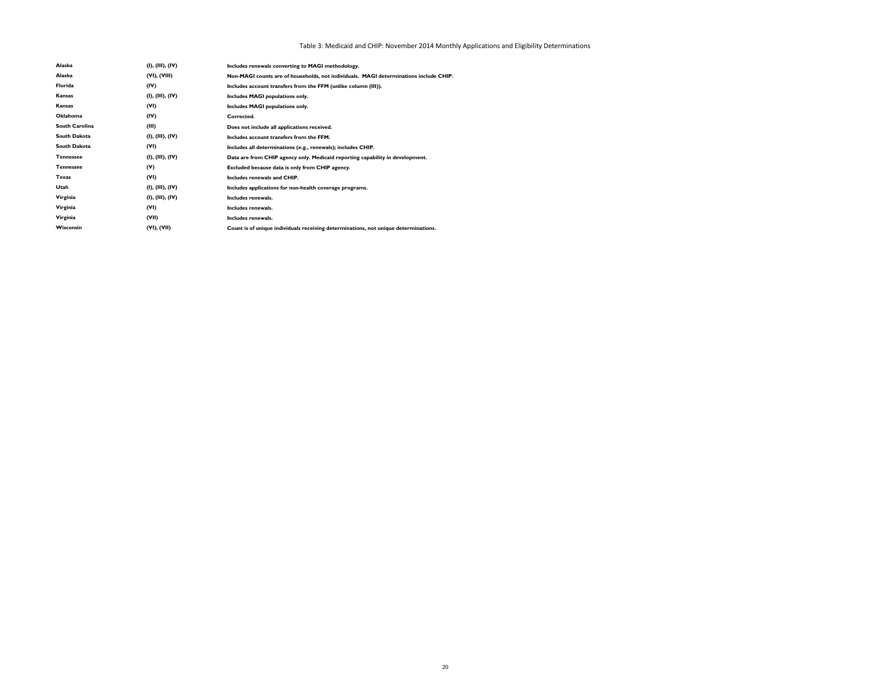Table 3: Medicaid and CHIP: November 2014 Monthly Applications and Eligibility Determinations

| | | |
|---|---|---|
| **Alaska** | **(I), (III), (IV)** | **Includes renewals converting to MAGI methodology.** |
| **Alaska** | **(VI), (VIII)** | **Non-MAGI counts are of households, not individuals. MAGI determinations include CHIP.** |
| **Florida** | **(IV)** | **Includes account transfers from the FFM (unlike column (III)).** |
| **Kansas** | **(I), (III), (IV)** | **Includes MAGI populations only.** |
| **Kansas** | **(VI)** | **Includes MAGI populations only.** |
| **Oklahoma** | **(IV)** | **Corrected.** |
| **South Carolina** | **(III)** | **Does not include all applications received.** |
| **South Dakota** | **(I), (III), (IV)** | **Includes account transfers from the FFM.** |
| **South Dakota** | **(VI)** | **Includes all determinations (e.g., renewals); includes CHIP.** |
| **Tennessee** | **(I), (III), (IV)** | **Data are from CHIP agency only. Medicaid reporting capability in development.** |
| **Tennessee** | **(V)** | **Excluded because data is only from CHIP agency.** |
| **Texas** | **(VI)** | **Includes renewals and CHIP.** |
| **Utah** | **(I), (III), (IV)** | **Includes applications for non-health coverage programs.** |
| **Virginia** | **(I), (III), (IV)** | **Includes renewals.** |
| **Virginia** | **(VI)** | **Includes renewals.** |
| **Virginia** | **(VII)** | **Includes renewals.** |
| **Wisconsin** | **(VI), (VII)** | **Count is of unique individuals receiving determinations, not unique determinations.** |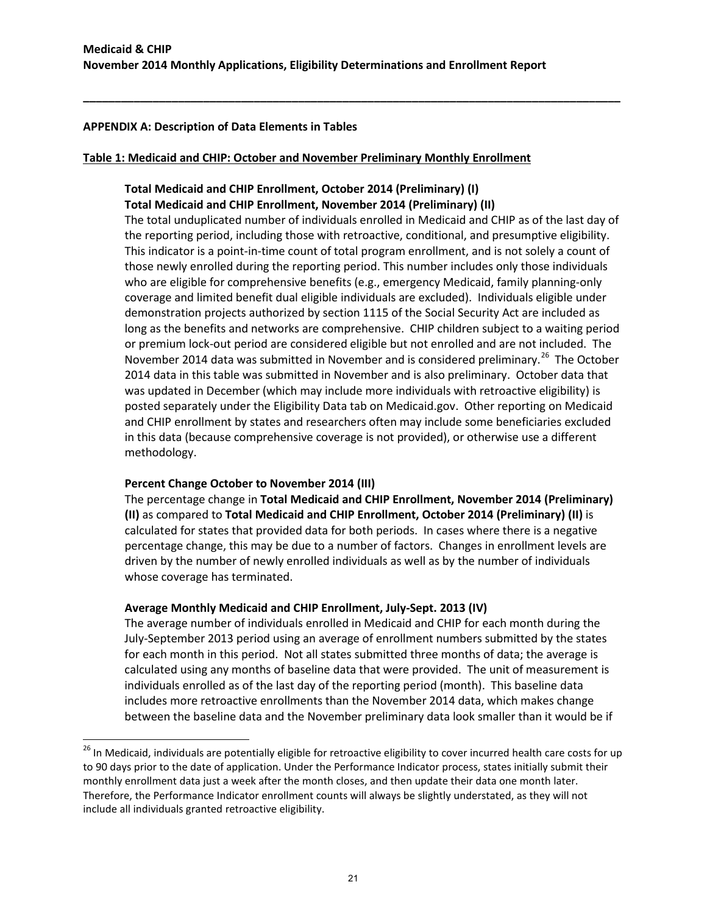## APPENDIX A: Description of Data Elements in Tables

### Table 1: Medicaid and CHIP: October and November Preliminary Monthly Enrollment

**Total Medicaid and CHIP Enrollment, October 2014 (Preliminary) (I)**
**Total Medicaid and CHIP Enrollment, November 2014 (Preliminary) (II)**

The total unduplicated number of individuals enrolled in Medicaid and CHIP as of the last day of the reporting period, including those with retroactive, conditional, and presumptive eligibility. This indicator is a point-in-time count of total program enrollment, and is not solely a count of those newly enrolled during the reporting period. This number includes only those individuals who are eligible for comprehensive benefits (e.g., emergency Medicaid, family planning-only coverage and limited benefit dual eligible individuals are excluded). Individuals eligible under demonstration projects authorized by section 1115 of the Social Security Act are included as long as the benefits and networks are comprehensive. CHIP children subject to a waiting period or premium lock-out period are considered eligible but not enrolled and are not included. The November 2014 data was submitted in November and is considered preliminary.[26] The October 2014 data in this table was submitted in November and is also preliminary. October data that was updated in December (which may include more individuals with retroactive eligibility) is posted separately under the Eligibility Data tab on Medicaid.gov. Other reporting on Medicaid and CHIP enrollment by states and researchers often may include some beneficiaries excluded in this data (because comprehensive coverage is not provided), or otherwise use a different methodology.

**Percent Change October to November 2014 (III)**

The percentage change in **Total Medicaid and CHIP Enrollment, November 2014 (Preliminary) (II)** as compared to **Total Medicaid and CHIP Enrollment, October 2014 (Preliminary) (II)** is calculated for states that provided data for both periods. In cases where there is a negative percentage change, this may be due to a number of factors. Changes in enrollment levels are driven by the number of newly enrolled individuals as well as by the number of individuals whose coverage has terminated.

**Average Monthly Medicaid and CHIP Enrollment, July-Sept. 2013 (IV)**

The average number of individuals enrolled in Medicaid and CHIP for each month during the July-September 2013 period using an average of enrollment numbers submitted by the states for each month in this period. Not all states submitted three months of data; the average is calculated using any months of baseline data that were provided. The unit of measurement is individuals enrolled as of the last day of the reporting period (month). This baseline data includes more retroactive enrollments than the November 2014 data, which makes change between the baseline data and the November preliminary data look smaller than it would be if

---

[26] In Medicaid, individuals are potentially eligible for retroactive eligibility to cover incurred health care costs for up to 90 days prior to the date of application. Under the Performance Indicator process, states initially submit their monthly enrollment data just a week after the month closes, and then update their data one month later. Therefore, the Performance Indicator enrollment counts will always be slightly understated, as they will not include all individuals granted retroactive eligibility.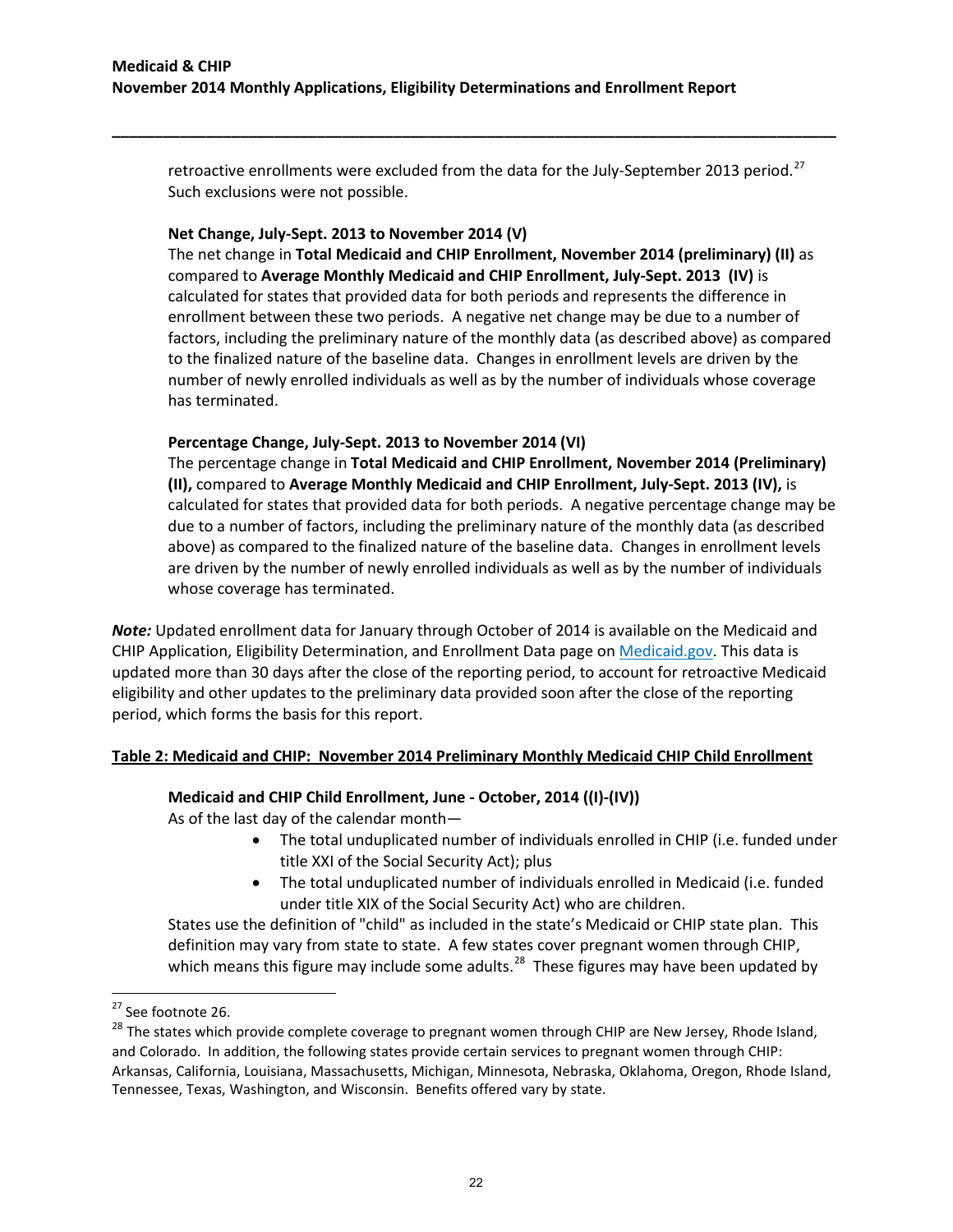retroactive enrollments were excluded from the data for the July-September 2013 period.[27] Such exclusions were not possible.

**Net Change, July-Sept. 2013 to November 2014 (V)**

The net change in **Total Medicaid and CHIP Enrollment, November 2014 (preliminary) (II)** as compared to **Average Monthly Medicaid and CHIP Enrollment, July-Sept. 2013 (IV)** is calculated for states that provided data for both periods and represents the difference in enrollment between these two periods. A negative net change may be due to a number of factors, including the preliminary nature of the monthly data (as described above) as compared to the finalized nature of the baseline data. Changes in enrollment levels are driven by the number of newly enrolled individuals as well as by the number of individuals whose coverage has terminated.

**Percentage Change, July-Sept. 2013 to November 2014 (VI)**

The percentage change in **Total Medicaid and CHIP Enrollment, November 2014 (Preliminary) (II),** compared to **Average Monthly Medicaid and CHIP Enrollment, July-Sept. 2013 (IV),** is calculated for states that provided data for both periods. A negative percentage change may be due to a number of factors, including the preliminary nature of the monthly data (as described above) as compared to the finalized nature of the baseline data. Changes in enrollment levels are driven by the number of newly enrolled individuals as well as by the number of individuals whose coverage has terminated.

***Note:*** Updated enrollment data for January through October of 2014 is available on the Medicaid and CHIP Application, Eligibility Determination, and Enrollment Data page on Medicaid.gov. This data is updated more than 30 days after the close of the reporting period, to account for retroactive Medicaid eligibility and other updates to the preliminary data provided soon after the close of the reporting period, which forms the basis for this report.

## Table 2: Medicaid and CHIP: November 2014 Preliminary Monthly Medicaid CHIP Child Enrollment

**Medicaid and CHIP Child Enrollment, June - October, 2014 ((I)-(IV))**

As of the last day of the calendar month—

- The total unduplicated number of individuals enrolled in CHIP (i.e. funded under title XXI of the Social Security Act); plus
- The total unduplicated number of individuals enrolled in Medicaid (i.e. funded under title XIX of the Social Security Act) who are children.

States use the definition of "child" as included in the state's Medicaid or CHIP state plan. This definition may vary from state to state. A few states cover pregnant women through CHIP, which means this figure may include some adults.[28] These figures may have been updated by

---

[27] See footnote 26.

[28] The states which provide complete coverage to pregnant women through CHIP are New Jersey, Rhode Island, and Colorado. In addition, the following states provide certain services to pregnant women through CHIP: Arkansas, California, Louisiana, Massachusetts, Michigan, Minnesota, Nebraska, Oklahoma, Oregon, Rhode Island, Tennessee, Texas, Washington, and Wisconsin. Benefits offered vary by state.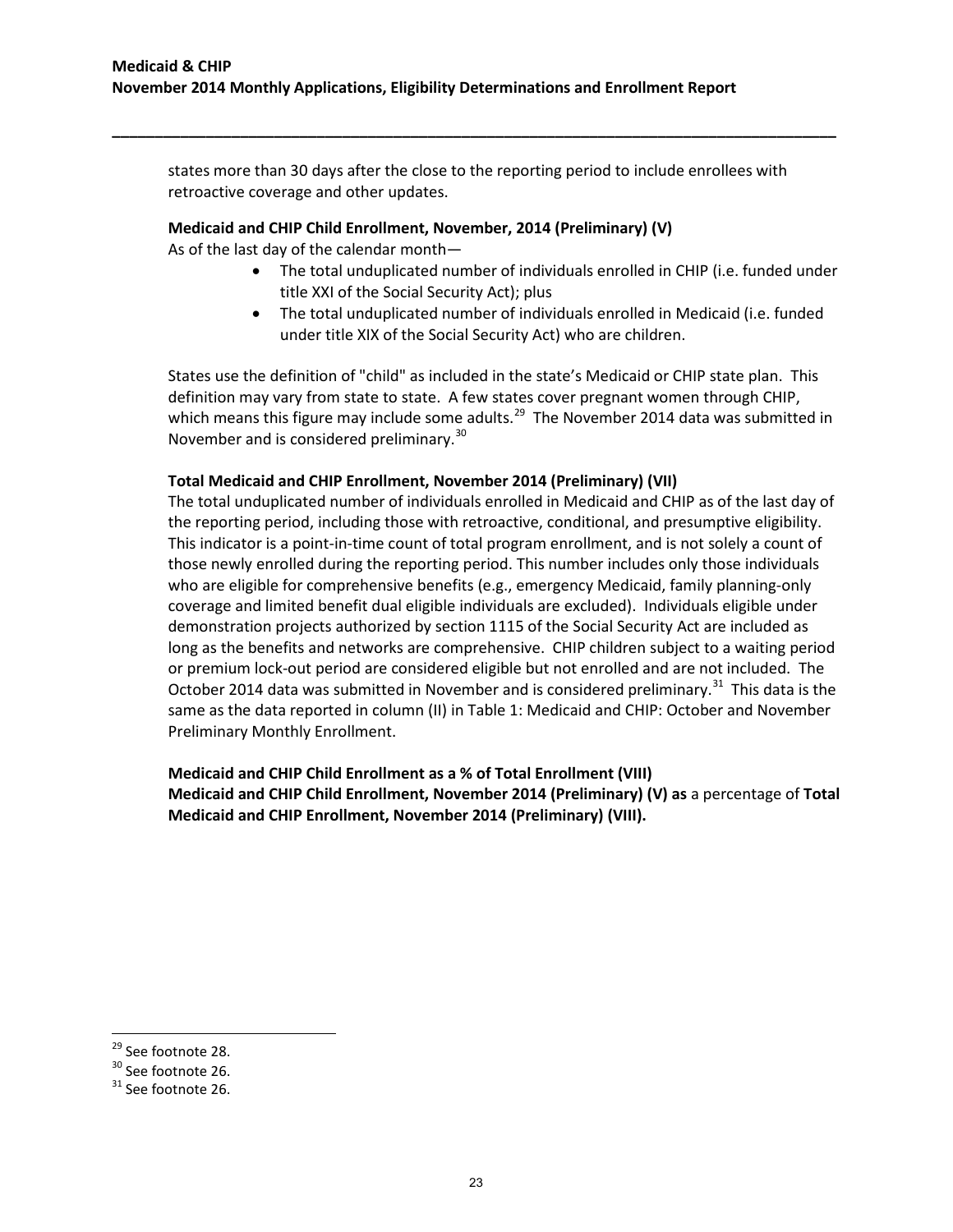states more than 30 days after the close to the reporting period to include enrollees with retroactive coverage and other updates.

**Medicaid and CHIP Child Enrollment, November, 2014 (Preliminary) (V)**

As of the last day of the calendar month—

- The total unduplicated number of individuals enrolled in CHIP (i.e. funded under title XXI of the Social Security Act); plus
- The total unduplicated number of individuals enrolled in Medicaid (i.e. funded under title XIX of the Social Security Act) who are children.

States use the definition of "child" as included in the state's Medicaid or CHIP state plan. This definition may vary from state to state. A few states cover pregnant women through CHIP, which means this figure may include some adults.[29] The November 2014 data was submitted in November and is considered preliminary.[30]

**Total Medicaid and CHIP Enrollment, November 2014 (Preliminary) (VII)**

The total unduplicated number of individuals enrolled in Medicaid and CHIP as of the last day of the reporting period, including those with retroactive, conditional, and presumptive eligibility. This indicator is a point-in-time count of total program enrollment, and is not solely a count of those newly enrolled during the reporting period. This number includes only those individuals who are eligible for comprehensive benefits (e.g., emergency Medicaid, family planning-only coverage and limited benefit dual eligible individuals are excluded). Individuals eligible under demonstration projects authorized by section 1115 of the Social Security Act are included as long as the benefits and networks are comprehensive. CHIP children subject to a waiting period or premium lock-out period are considered eligible but not enrolled and are not included. The October 2014 data was submitted in November and is considered preliminary.[31] This data is the same as the data reported in column (II) in Table 1: Medicaid and CHIP: October and November Preliminary Monthly Enrollment.

**Medicaid and CHIP Child Enrollment as a % of Total Enrollment (VIII)**

**Medicaid and CHIP Child Enrollment, November 2014 (Preliminary) (V) as** a percentage of **Total Medicaid and CHIP Enrollment, November 2014 (Preliminary) (VIII).**

[29] See footnote 28.

[30] See footnote 26.

[31] See footnote 26.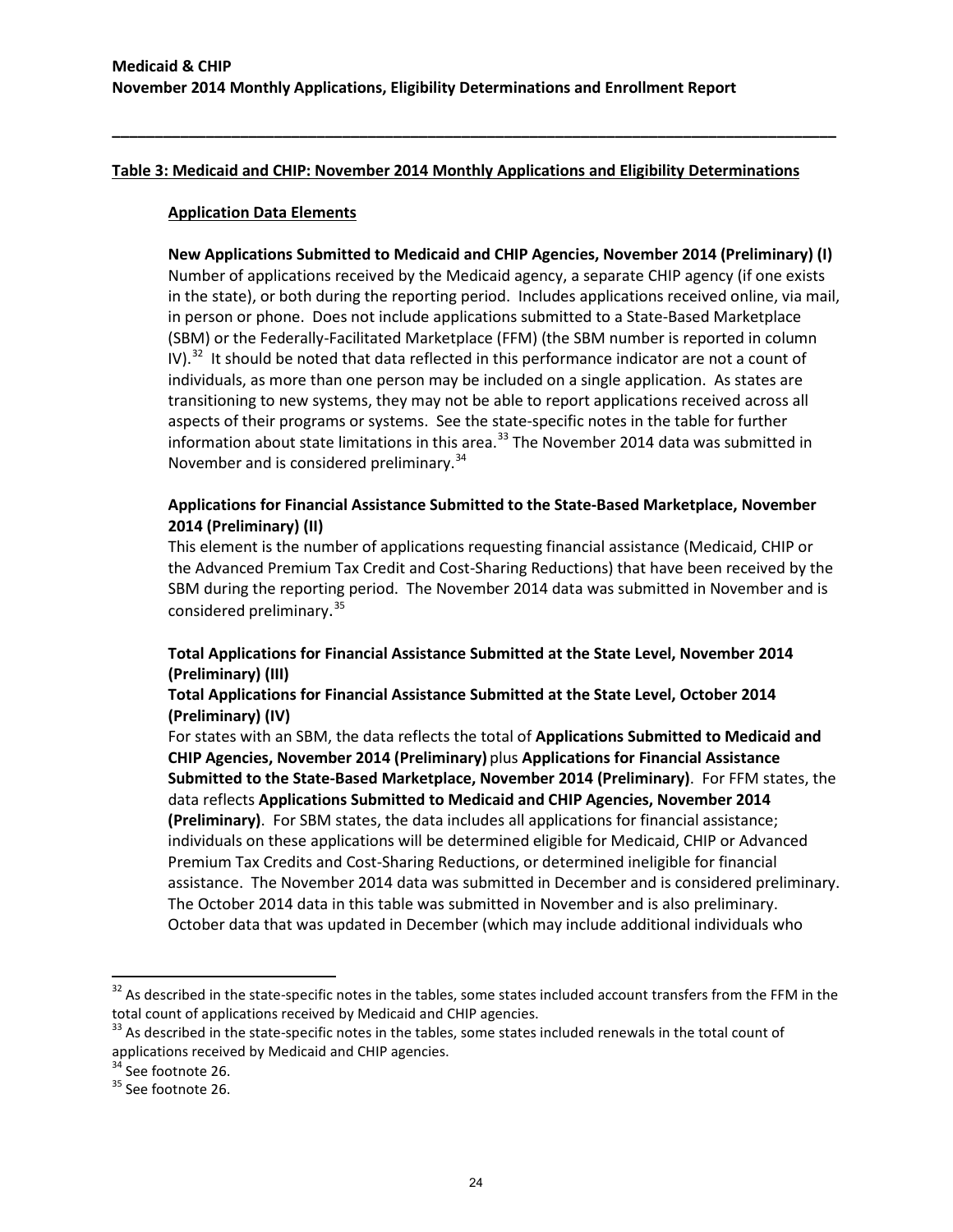**Table 3: Medicaid and CHIP: November 2014 Monthly Applications and Eligibility Determinations**

**Application Data Elements**

**New Applications Submitted to Medicaid and CHIP Agencies, November 2014 (Preliminary) (I)**
Number of applications received by the Medicaid agency, a separate CHIP agency (if one exists in the state), or both during the reporting period. Includes applications received online, via mail, in person or phone. Does not include applications submitted to a State-Based Marketplace (SBM) or the Federally-Facilitated Marketplace (FFM) (the SBM number is reported in column IV).[32] It should be noted that data reflected in this performance indicator are not a count of individuals, as more than one person may be included on a single application. As states are transitioning to new systems, they may not be able to report applications received across all aspects of their programs or systems. See the state-specific notes in the table for further information about state limitations in this area.[33] The November 2014 data was submitted in November and is considered preliminary.[34]

**Applications for Financial Assistance Submitted to the State-Based Marketplace, November 2014 (Preliminary) (II)**
This element is the number of applications requesting financial assistance (Medicaid, CHIP or the Advanced Premium Tax Credit and Cost-Sharing Reductions) that have been received by the SBM during the reporting period. The November 2014 data was submitted in November and is considered preliminary.[35]

**Total Applications for Financial Assistance Submitted at the State Level, November 2014 (Preliminary) (III)**
**Total Applications for Financial Assistance Submitted at the State Level, October 2014 (Preliminary) (IV)**
For states with an SBM, the data reflects the total of **Applications Submitted to Medicaid and CHIP Agencies, November 2014 (Preliminary)** plus **Applications for Financial Assistance Submitted to the State-Based Marketplace, November 2014 (Preliminary)**. For FFM states, the data reflects **Applications Submitted to Medicaid and CHIP Agencies, November 2014 (Preliminary)**. For SBM states, the data includes all applications for financial assistance; individuals on these applications will be determined eligible for Medicaid, CHIP or Advanced Premium Tax Credits and Cost-Sharing Reductions, or determined ineligible for financial assistance. The November 2014 data was submitted in December and is considered preliminary. The October 2014 data in this table was submitted in November and is also preliminary. October data that was updated in December (which may include additional individuals who

---

[32] As described in the state-specific notes in the tables, some states included account transfers from the FFM in the total count of applications received by Medicaid and CHIP agencies.

[33] As described in the state-specific notes in the tables, some states included renewals in the total count of applications received by Medicaid and CHIP agencies.

[34] See footnote 26.

[35] See footnote 26.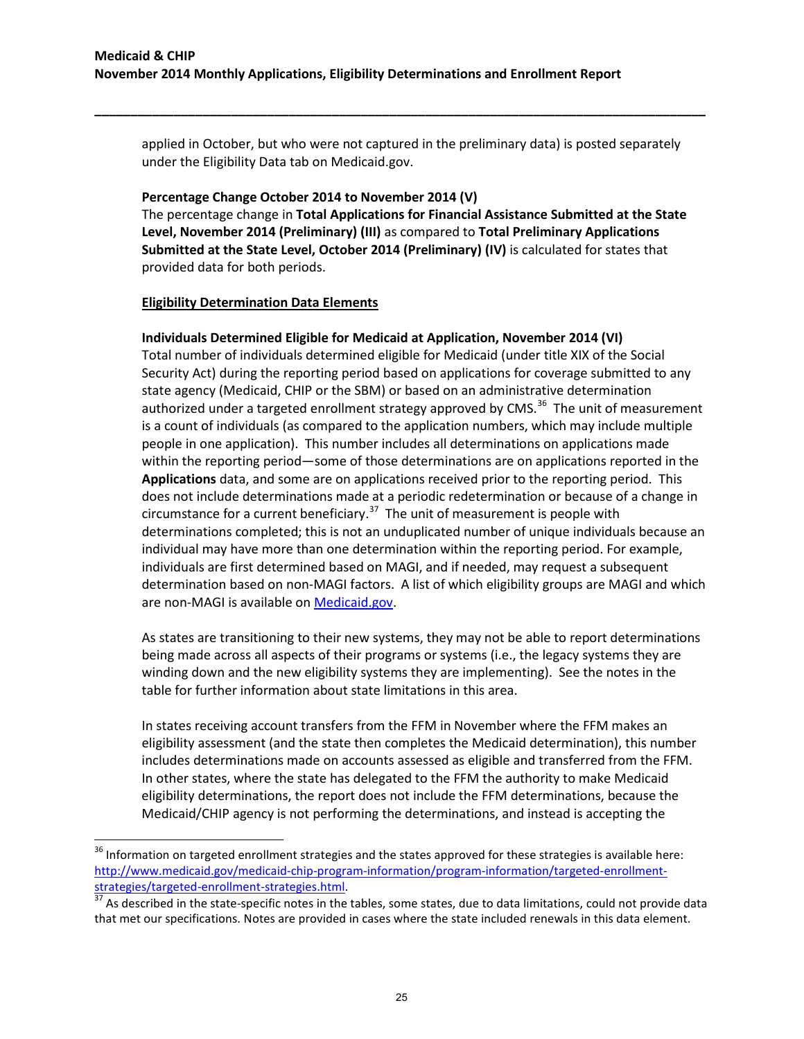applied in October, but who were not captured in the preliminary data) is posted separately under the Eligibility Data tab on Medicaid.gov.

**Percentage Change October 2014 to November 2014 (V)**
The percentage change in **Total Applications for Financial Assistance Submitted at the State Level, November 2014 (Preliminary) (III)** as compared to **Total Preliminary Applications Submitted at the State Level, October 2014 (Preliminary) (IV)** is calculated for states that provided data for both periods.

**Eligibility Determination Data Elements**

**Individuals Determined Eligible for Medicaid at Application, November 2014 (VI)**
Total number of individuals determined eligible for Medicaid (under title XIX of the Social Security Act) during the reporting period based on applications for coverage submitted to any state agency (Medicaid, CHIP or the SBM) or based on an administrative determination authorized under a targeted enrollment strategy approved by CMS.[36] The unit of measurement is a count of individuals (as compared to the application numbers, which may include multiple people in one application). This number includes all determinations on applications made within the reporting period—some of those determinations are on applications reported in the **Applications** data, and some are on applications received prior to the reporting period. This does not include determinations made at a periodic redetermination or because of a change in circumstance for a current beneficiary.[37] The unit of measurement is people with determinations completed; this is not an unduplicated number of unique individuals because an individual may have more than one determination within the reporting period. For example, individuals are first determined based on MAGI, and if needed, may request a subsequent determination based on non-MAGI factors. A list of which eligibility groups are MAGI and which are non-MAGI is available on [Medicaid.gov](Medicaid.gov).

As states are transitioning to their new systems, they may not be able to report determinations being made across all aspects of their programs or systems (i.e., the legacy systems they are winding down and the new eligibility systems they are implementing). See the notes in the table for further information about state limitations in this area.

In states receiving account transfers from the FFM in November where the FFM makes an eligibility assessment (and the state then completes the Medicaid determination), this number includes determinations made on accounts assessed as eligible and transferred from the FFM. In other states, where the state has delegated to the FFM the authority to make Medicaid eligibility determinations, the report does not include the FFM determinations, because the Medicaid/CHIP agency is not performing the determinations, and instead is accepting the

---

[36] Information on targeted enrollment strategies and the states approved for these strategies is available here: http://www.medicaid.gov/medicaid-chip-program-information/program-information/targeted-enrollment-strategies/targeted-enrollment-strategies.html.

[37] As described in the state-specific notes in the tables, some states, due to data limitations, could not provide data that met our specifications. Notes are provided in cases where the state included renewals in this data element.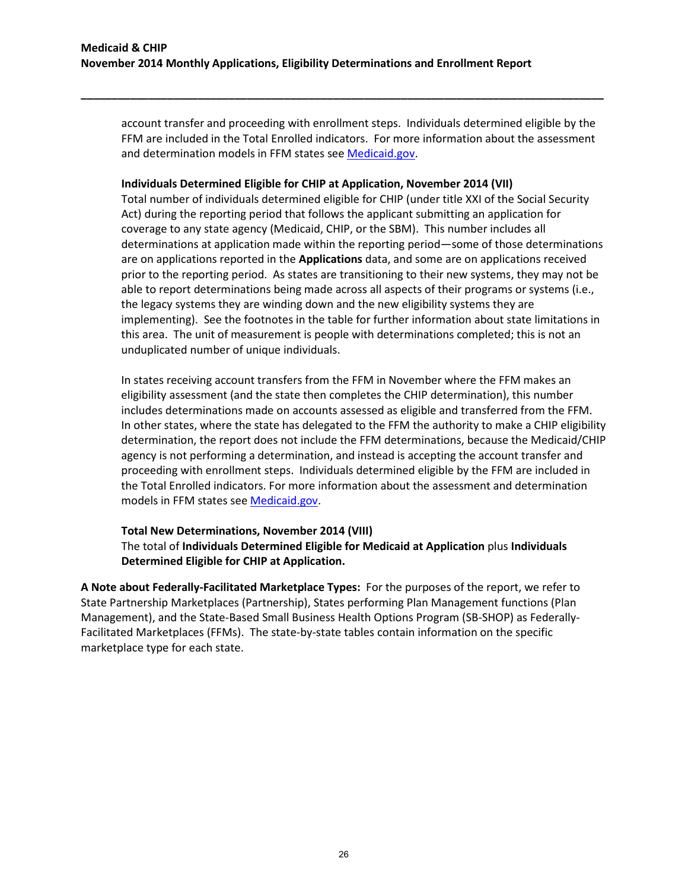account transfer and proceeding with enrollment steps. Individuals determined eligible by the FFM are included in the Total Enrolled indicators. For more information about the assessment and determination models in FFM states see [Medicaid.gov](Medicaid.gov).

**Individuals Determined Eligible for CHIP at Application, November 2014 (VII)**

Total number of individuals determined eligible for CHIP (under title XXI of the Social Security Act) during the reporting period that follows the applicant submitting an application for coverage to any state agency (Medicaid, CHIP, or the SBM). This number includes all determinations at application made within the reporting period—some of those determinations are on applications reported in the **Applications** data, and some are on applications received prior to the reporting period. As states are transitioning to their new systems, they may not be able to report determinations being made across all aspects of their programs or systems (i.e., the legacy systems they are winding down and the new eligibility systems they are implementing). See the footnotes in the table for further information about state limitations in this area. The unit of measurement is people with determinations completed; this is not an unduplicated number of unique individuals.

In states receiving account transfers from the FFM in November where the FFM makes an eligibility assessment (and the state then completes the CHIP determination), this number includes determinations made on accounts assessed as eligible and transferred from the FFM. In other states, where the state has delegated to the FFM the authority to make a CHIP eligibility determination, the report does not include the FFM determinations, because the Medicaid/CHIP agency is not performing a determination, and instead is accepting the account transfer and proceeding with enrollment steps. Individuals determined eligible by the FFM are included in the Total Enrolled indicators. For more information about the assessment and determination models in FFM states see [Medicaid.gov](Medicaid.gov).

**Total New Determinations, November 2014 (VIII)**

The total of **Individuals Determined Eligible for Medicaid at Application** plus **Individuals Determined Eligible for CHIP at Application.**

**A Note about Federally-Facilitated Marketplace Types:** For the purposes of the report, we refer to State Partnership Marketplaces (Partnership), States performing Plan Management functions (Plan Management), and the State-Based Small Business Health Options Program (SB-SHOP) as Federally-Facilitated Marketplaces (FFMs). The state-by-state tables contain information on the specific marketplace type for each state.